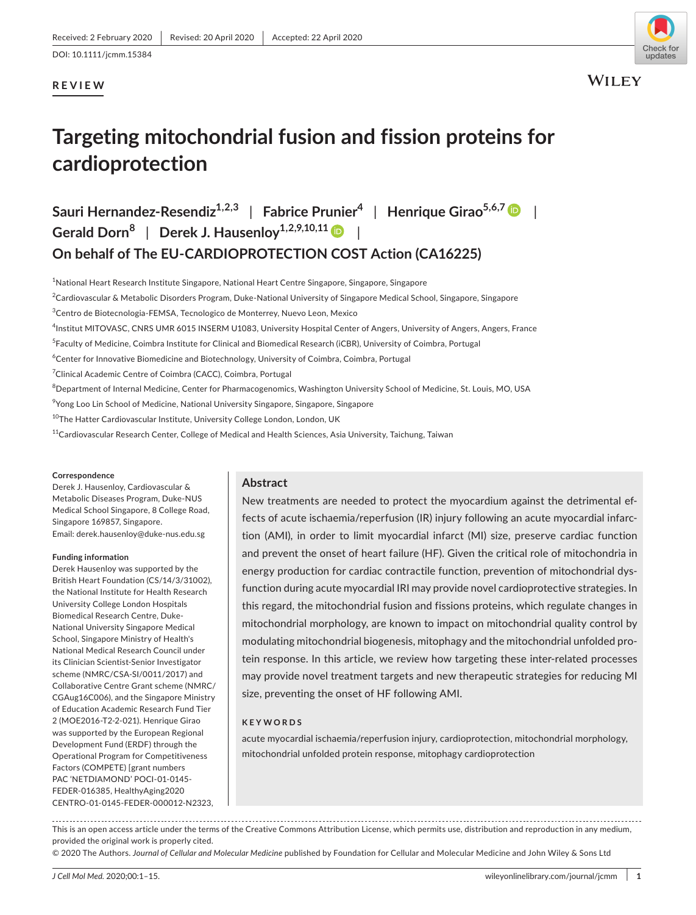Received: 2 February 2020 | Revised: 20 April 2020 | Accepted: 22 April 2020

DOI: 10.1111/jcmm.15384

**REVIEW**

# Targeting mitochondrial fusion and fission proteins for cardioprotection

**Sauri Hernandez-Resendiz[1,2,3] | Fabrice Prunier[4] | Henrique Girao[5,6,7] | Gerald Dorn[8] | Derek J. Hausenloy[1,2,9,10,11] | On behalf of The EU-CARDIOPROTECTION COST Action (CA16225)**

[1]National Heart Research Institute Singapore, National Heart Centre Singapore, Singapore, Singapore

[2]Cardiovascular & Metabolic Disorders Program, Duke-National University of Singapore Medical School, Singapore, Singapore

[3]Centro de Biotecnologia-FEMSA, Tecnologico de Monterrey, Nuevo Leon, Mexico

[4]Institut MITOVASC, CNRS UMR 6015 INSERM U1083, University Hospital Center of Angers, University of Angers, Angers, France

[5]Faculty of Medicine, Coimbra Institute for Clinical and Biomedical Research (iCBR), University of Coimbra, Portugal

[6]Center for Innovative Biomedicine and Biotechnology, University of Coimbra, Coimbra, Portugal

[7]Clinical Academic Centre of Coimbra (CACC), Coimbra, Portugal

[8]Department of Internal Medicine, Center for Pharmacogenomics, Washington University School of Medicine, St. Louis, MO, USA

[9]Yong Loo Lin School of Medicine, National University Singapore, Singapore, Singapore

[10]The Hatter Cardiovascular Institute, University College London, London, UK

[11]Cardiovascular Research Center, College of Medical and Health Sciences, Asia University, Taichung, Taiwan

**Correspondence**

Derek J. Hausenloy, Cardiovascular & Metabolic Diseases Program, Duke-NUS Medical School Singapore, 8 College Road, Singapore 169857, Singapore.
Email: derek.hausenloy@duke-nus.edu.sg

**Funding information**

Derek Hausenloy was supported by the British Heart Foundation (CS/14/3/31002), the National Institute for Health Research University College London Hospitals Biomedical Research Centre, Duke-National University Singapore Medical School, Singapore Ministry of Health's National Medical Research Council under its Clinician Scientist-Senior Investigator scheme (NMRC/CSA-SI/0011/2017) and Collaborative Centre Grant scheme (NMRC/CGAug16C006), and the Singapore Ministry of Education Academic Research Fund Tier 2 (MOE2016-T2-2-021). Henrique Girao was supported by the European Regional Development Fund (ERDF) through the Operational Program for Competitiveness Factors (COMPETE) [grant numbers PAC 'NETDIAMOND' POCI-01-0145-FEDER-016385, HealthyAging2020 CENTRO-01-0145-FEDER-000012-N2323,

## Abstract

New treatments are needed to protect the myocardium against the detrimental effects of acute ischaemia/reperfusion (IR) injury following an acute myocardial infarction (AMI), in order to limit myocardial infarct (MI) size, preserve cardiac function and prevent the onset of heart failure (HF). Given the critical role of mitochondria in energy production for cardiac contractile function, prevention of mitochondrial dysfunction during acute myocardial IRI may provide novel cardioprotective strategies. In this regard, the mitochondrial fusion and fissions proteins, which regulate changes in mitochondrial morphology, are known to impact on mitochondrial quality control by modulating mitochondrial biogenesis, mitophagy and the mitochondrial unfolded protein response. In this article, we review how targeting these inter-related processes may provide novel treatment targets and new therapeutic strategies for reducing MI size, preventing the onset of HF following AMI.

**KEYWORDS**

acute myocardial ischaemia/reperfusion injury, cardioprotection, mitochondrial morphology, mitochondrial unfolded protein response, mitophagy cardioprotection

This is an open access article under the terms of the Creative Commons Attribution License, which permits use, distribution and reproduction in any medium, provided the original work is properly cited.

© 2020 The Authors. *Journal of Cellular and Molecular Medicine* published by Foundation for Cellular and Molecular Medicine and John Wiley & Sons Ltd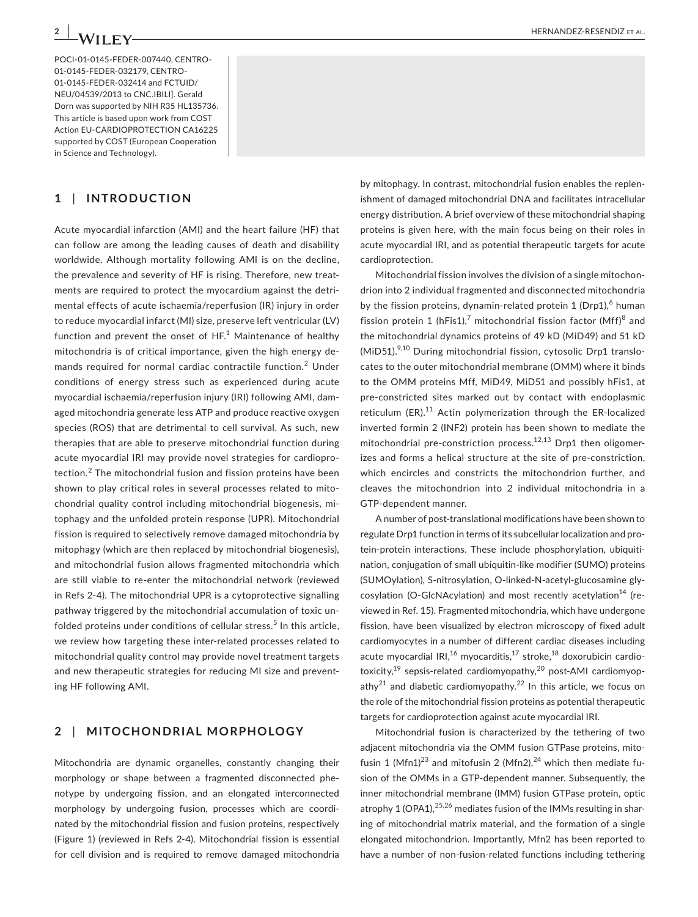POCI-01-0145-FEDER-007440, CENTRO-01-0145-FEDER-032179, CENTRO-01-0145-FEDER-032414 and FCTUID/NEU/04539/2013 to CNC.IBILI]. Gerald Dorn was supported by NIH R35 HL135736. This article is based upon work from COST Action EU-CARDIOPROTECTION CA16225 supported by COST (European Cooperation in Science and Technology).

## 1 | INTRODUCTION

Acute myocardial infarction (AMI) and the heart failure (HF) that can follow are among the leading causes of death and disability worldwide. Although mortality following AMI is on the decline, the prevalence and severity of HF is rising. Therefore, new treatments are required to protect the myocardium against the detrimental effects of acute ischaemia/reperfusion (IR) injury in order to reduce myocardial infarct (MI) size, preserve left ventricular (LV) function and prevent the onset of HF.[1] Maintenance of healthy mitochondria is of critical importance, given the high energy demands required for normal cardiac contractile function.[2] Under conditions of energy stress such as experienced during acute myocardial ischaemia/reperfusion injury (IRI) following AMI, damaged mitochondria generate less ATP and produce reactive oxygen species (ROS) that are detrimental to cell survival. As such, new therapies that are able to preserve mitochondrial function during acute myocardial IRI may provide novel strategies for cardioprotection.[2] The mitochondrial fusion and fission proteins have been shown to play critical roles in several processes related to mitochondrial quality control including mitochondrial biogenesis, mitophagy and the unfolded protein response (UPR). Mitochondrial fission is required to selectively remove damaged mitochondria by mitophagy (which are then replaced by mitochondrial biogenesis), and mitochondrial fusion allows fragmented mitochondria which are still viable to re-enter the mitochondrial network (reviewed in Refs 2-4). The mitochondrial UPR is a cytoprotective signalling pathway triggered by the mitochondrial accumulation of toxic unfolded proteins under conditions of cellular stress.[5] In this article, we review how targeting these inter-related processes related to mitochondrial quality control may provide novel treatment targets and new therapeutic strategies for reducing MI size and preventing HF following AMI.

## 2 | MITOCHONDRIAL MORPHOLOGY

Mitochondria are dynamic organelles, constantly changing their morphology or shape between a fragmented disconnected phenotype by undergoing fission, and an elongated interconnected morphology by undergoing fusion, processes which are coordinated by the mitochondrial fission and fusion proteins, respectively (Figure 1) (reviewed in Refs 2-4). Mitochondrial fission is essential for cell division and is required to remove damaged mitochondria by mitophagy. In contrast, mitochondrial fusion enables the replenishment of damaged mitochondrial DNA and facilitates intracellular energy distribution. A brief overview of these mitochondrial shaping proteins is given here, with the main focus being on their roles in acute myocardial IRI, and as potential therapeutic targets for acute cardioprotection.

Mitochondrial fission involves the division of a single mitochondrion into 2 individual fragmented and disconnected mitochondria by the fission proteins, dynamin-related protein 1 (Drp1),[6] human fission protein 1 (hFis1),[7] mitochondrial fission factor (Mff)[8] and the mitochondrial dynamics proteins of 49 kD (MiD49) and 51 kD (MiD51).[9,10] During mitochondrial fission, cytosolic Drp1 translocates to the outer mitochondrial membrane (OMM) where it binds to the OMM proteins Mff, MiD49, MiD51 and possibly hFis1, at pre-constricted sites marked out by contact with endoplasmic reticulum (ER).[11] Actin polymerization through the ER-localized inverted formin 2 (INF2) protein has been shown to mediate the mitochondrial pre-constriction process.[12,13] Drp1 then oligomerizes and forms a helical structure at the site of pre-constriction, which encircles and constricts the mitochondrion further, and cleaves the mitochondrion into 2 individual mitochondria in a GTP-dependent manner.

A number of post-translational modifications have been shown to regulate Drp1 function in terms of its subcellular localization and protein-protein interactions. These include phosphorylation, ubiquitination, conjugation of small ubiquitin-like modifier (SUMO) proteins (SUMOylation), S-nitrosylation, O-linked-N-acetyl-glucosamine glycosylation (O-GlcNAcylation) and most recently acetylation[14] (reviewed in Ref. 15). Fragmented mitochondria, which have undergone fission, have been visualized by electron microscopy of fixed adult cardiomyocytes in a number of different cardiac diseases including acute myocardial IRI,[16] myocarditis,[17] stroke,[18] doxorubicin cardiotoxicity,[19] sepsis-related cardiomyopathy,[20] post-AMI cardiomyopathy[21] and diabetic cardiomyopathy.[22] In this article, we focus on the role of the mitochondrial fission proteins as potential therapeutic targets for cardioprotection against acute myocardial IRI.

Mitochondrial fusion is characterized by the tethering of two adjacent mitochondria via the OMM fusion GTPase proteins, mitofusin 1 (Mfn1)[23] and mitofusin 2 (Mfn2),[24] which then mediate fusion of the OMMs in a GTP-dependent manner. Subsequently, the inner mitochondrial membrane (IMM) fusion GTPase protein, optic atrophy 1 (OPA1),[25,26] mediates fusion of the IMMs resulting in sharing of mitochondrial matrix material, and the formation of a single elongated mitochondrion. Importantly, Mfn2 has been reported to have a number of non-fusion-related functions including tethering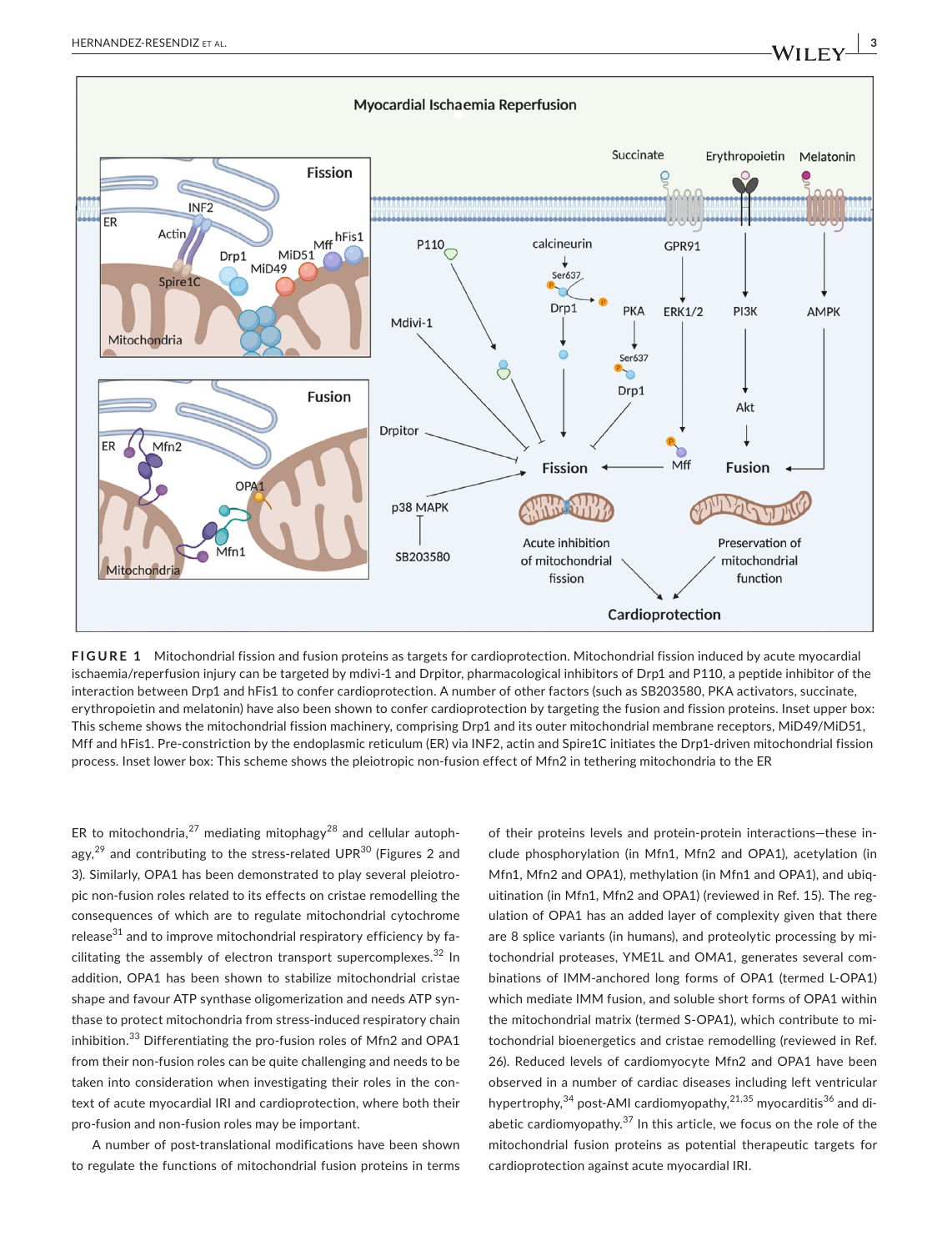**FIGURE 1** Mitochondrial fission and fusion proteins as targets for cardioprotection. Mitochondrial fission induced by acute myocardial ischaemia/reperfusion injury can be targeted by mdivi-1 and Drpitor, pharmacological inhibitors of Drp1 and P110, a peptide inhibitor of the interaction between Drp1 and hFis1 to confer cardioprotection. A number of other factors (such as SB203580, PKA activators, succinate, erythropoietin and melatonin) have also been shown to confer cardioprotection by targeting the fusion and fission proteins. Inset upper box: This scheme shows the mitochondrial fission machinery, comprising Drp1 and its outer mitochondrial membrane receptors, MiD49/MiD51, Mff and hFis1. Pre-constriction by the endoplasmic reticulum (ER) via INF2, actin and Spire1C initiates the Drp1-driven mitochondrial fission process. Inset lower box: This scheme shows the pleiotropic non-fusion effect of Mfn2 in tethering mitochondria to the ER

ER to mitochondria,[27] mediating mitophagy[28] and cellular autophagy,[29] and contributing to the stress-related UPR[30] (Figures 2 and 3). Similarly, OPA1 has been demonstrated to play several pleiotropic non-fusion roles related to its effects on cristae remodelling the consequences of which are to regulate mitochondrial cytochrome release[31] and to improve mitochondrial respiratory efficiency by facilitating the assembly of electron transport supercomplexes.[32] In addition, OPA1 has been shown to stabilize mitochondrial cristae shape and favour ATP synthase oligomerization and needs ATP synthase to protect mitochondria from stress-induced respiratory chain inhibition.[33] Differentiating the pro-fusion roles of Mfn2 and OPA1 from their non-fusion roles can be quite challenging and needs to be taken into consideration when investigating their roles in the context of acute myocardial IRI and cardioprotection, where both their pro-fusion and non-fusion roles may be important.

A number of post-translational modifications have been shown to regulate the functions of mitochondrial fusion proteins in terms of their proteins levels and protein-protein interactions—these include phosphorylation (in Mfn1, Mfn2 and OPA1), acetylation (in Mfn1, Mfn2 and OPA1), methylation (in Mfn1 and OPA1), and ubiquitination (in Mfn1, Mfn2 and OPA1) (reviewed in Ref. 15). The regulation of OPA1 has an added layer of complexity given that there are 8 splice variants (in humans), and proteolytic processing by mitochondrial proteases, YME1L and OMA1, generates several combinations of IMM-anchored long forms of OPA1 (termed L-OPA1) which mediate IMM fusion, and soluble short forms of OPA1 within the mitochondrial matrix (termed S-OPA1), which contribute to mitochondrial bioenergetics and cristae remodelling (reviewed in Ref. 26). Reduced levels of cardiomyocyte Mfn2 and OPA1 have been observed in a number of cardiac diseases including left ventricular hypertrophy,[34] post-AMI cardiomyopathy,[21,35] myocarditis[36] and diabetic cardiomyopathy.[37] In this article, we focus on the role of the mitochondrial fusion proteins as potential therapeutic targets for cardioprotection against acute myocardial IRI.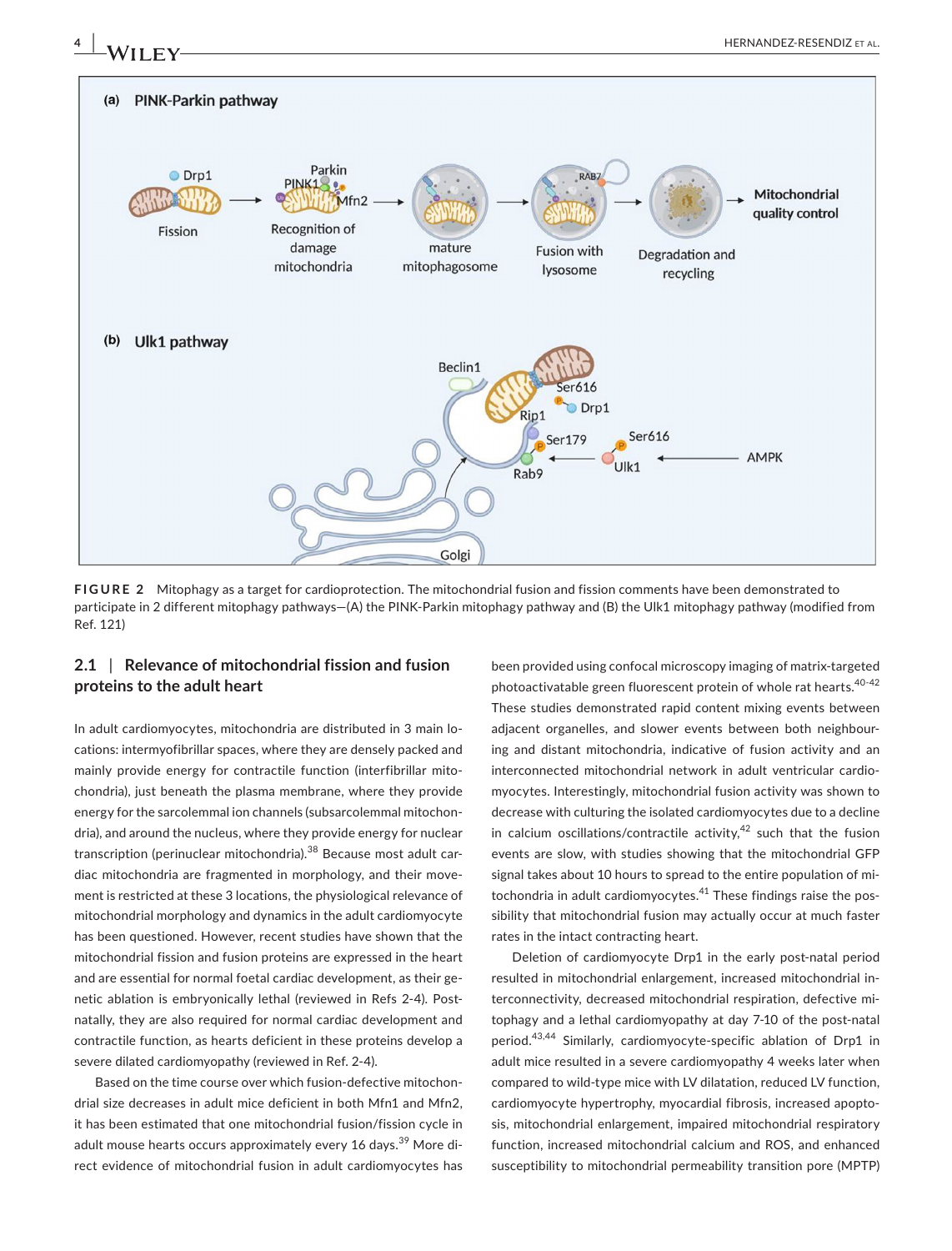FIGURE 2 Mitophagy as a target for cardioprotection. The mitochondrial fusion and fission comments have been demonstrated to participate in 2 different mitophagy pathways—(A) the PINK-Parkin mitophagy pathway and (B) the Ulk1 mitophagy pathway (modified from Ref. 121)

## 2.1 | Relevance of mitochondrial fission and fusion proteins to the adult heart

In adult cardiomyocytes, mitochondria are distributed in 3 main locations: intermyofibrillar spaces, where they are densely packed and mainly provide energy for contractile function (interfibrillar mitochondria), just beneath the plasma membrane, where they provide energy for the sarcolemmal ion channels (subsarcolemmal mitochondria), and around the nucleus, where they provide energy for nuclear transcription (perinuclear mitochondria).[38] Because most adult cardiac mitochondria are fragmented in morphology, and their movement is restricted at these 3 locations, the physiological relevance of mitochondrial morphology and dynamics in the adult cardiomyocyte has been questioned. However, recent studies have shown that the mitochondrial fission and fusion proteins are expressed in the heart and are essential for normal foetal cardiac development, as their genetic ablation is embryonically lethal (reviewed in Refs 2-4). Postnatally, they are also required for normal cardiac development and contractile function, as hearts deficient in these proteins develop a severe dilated cardiomyopathy (reviewed in Ref. 2-4).

Based on the time course over which fusion-defective mitochondrial size decreases in adult mice deficient in both Mfn1 and Mfn2, it has been estimated that one mitochondrial fusion/fission cycle in adult mouse hearts occurs approximately every 16 days.[39] More direct evidence of mitochondrial fusion in adult cardiomyocytes has been provided using confocal microscopy imaging of matrix-targeted photoactivatable green fluorescent protein of whole rat hearts.[40-42] These studies demonstrated rapid content mixing events between adjacent organelles, and slower events between both neighbouring and distant mitochondria, indicative of fusion activity and an interconnected mitochondrial network in adult ventricular cardiomyocytes. Interestingly, mitochondrial fusion activity was shown to decrease with culturing the isolated cardiomyocytes due to a decline in calcium oscillations/contractile activity,[42] such that the fusion events are slow, with studies showing that the mitochondrial GFP signal takes about 10 hours to spread to the entire population of mitochondria in adult cardiomyocytes.[41] These findings raise the possibility that mitochondrial fusion may actually occur at much faster rates in the intact contracting heart.

Deletion of cardiomyocyte Drp1 in the early post-natal period resulted in mitochondrial enlargement, increased mitochondrial interconnectivity, decreased mitochondrial respiration, defective mitophagy and a lethal cardiomyopathy at day 7-10 of the post-natal period.[43,44] Similarly, cardiomyocyte-specific ablation of Drp1 in adult mice resulted in a severe cardiomyopathy 4 weeks later when compared to wild-type mice with LV dilatation, reduced LV function, cardiomyocyte hypertrophy, myocardial fibrosis, increased apoptosis, mitochondrial enlargement, impaired mitochondrial respiratory function, increased mitochondrial calcium and ROS, and enhanced susceptibility to mitochondrial permeability transition pore (MPTP)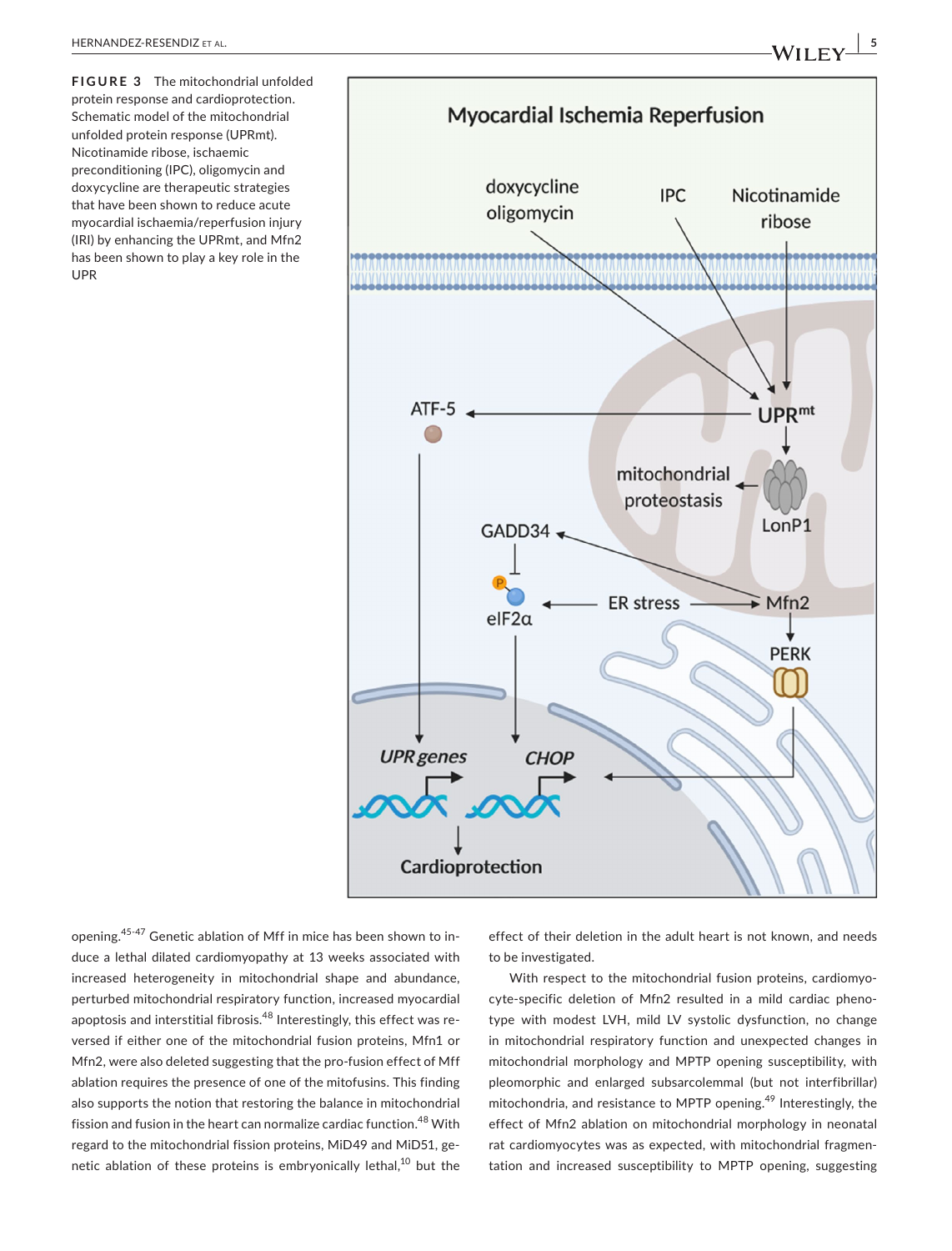**FIGURE 3** The mitochondrial unfolded protein response and cardioprotection. Schematic model of the mitochondrial unfolded protein response (UPRmt). Nicotinamide ribose, ischaemic preconditioning (IPC), oligomycin and doxycycline are therapeutic strategies that have been shown to reduce acute myocardial ischaemia/reperfusion injury (IRI) by enhancing the UPRmt, and Mfn2 has been shown to play a key role in the UPR

opening.[45-47] Genetic ablation of Mff in mice has been shown to induce a lethal dilated cardiomyopathy at 13 weeks associated with increased heterogeneity in mitochondrial shape and abundance, perturbed mitochondrial respiratory function, increased myocardial apoptosis and interstitial fibrosis.[48] Interestingly, this effect was reversed if either one of the mitochondrial fusion proteins, Mfn1 or Mfn2, were also deleted suggesting that the pro-fusion effect of Mff ablation requires the presence of one of the mitofusins. This finding also supports the notion that restoring the balance in mitochondrial fission and fusion in the heart can normalize cardiac function.[48] With regard to the mitochondrial fission proteins, MiD49 and MiD51, genetic ablation of these proteins is embryonically lethal,[10] but the effect of their deletion in the adult heart is not known, and needs to be investigated.

With respect to the mitochondrial fusion proteins, cardiomyocyte-specific deletion of Mfn2 resulted in a mild cardiac phenotype with modest LVH, mild LV systolic dysfunction, no change in mitochondrial respiratory function and unexpected changes in mitochondrial morphology and MPTP opening susceptibility, with pleomorphic and enlarged subsarcolemmal (but not interfibrillar) mitochondria, and resistance to MPTP opening.[49] Interestingly, the effect of Mfn2 ablation on mitochondrial morphology in neonatal rat cardiomyocytes was as expected, with mitochondrial fragmentation and increased susceptibility to MPTP opening, suggesting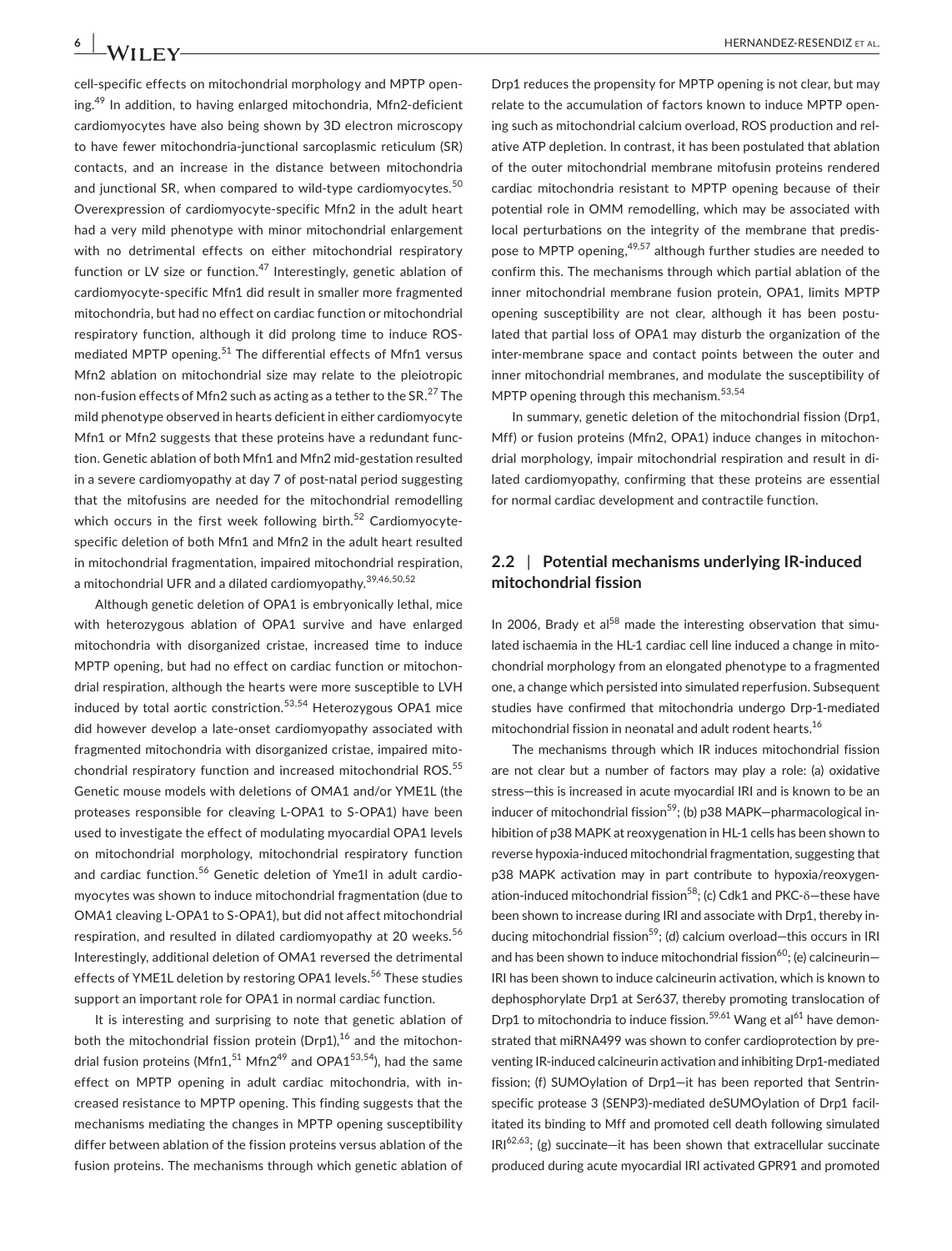cell-specific effects on mitochondrial morphology and MPTP opening.[49] In addition, to having enlarged mitochondria, Mfn2-deficient cardiomyocytes have also being shown by 3D electron microscopy to have fewer mitochondria-junctional sarcoplasmic reticulum (SR) contacts, and an increase in the distance between mitochondria and junctional SR, when compared to wild-type cardiomyocytes.[50] Overexpression of cardiomyocyte-specific Mfn2 in the adult heart had a very mild phenotype with minor mitochondrial enlargement with no detrimental effects on either mitochondrial respiratory function or LV size or function.[47] Interestingly, genetic ablation of cardiomyocyte-specific Mfn1 did result in smaller more fragmented mitochondria, but had no effect on cardiac function or mitochondrial respiratory function, although it did prolong time to induce ROS-mediated MPTP opening.[51] The differential effects of Mfn1 versus Mfn2 ablation on mitochondrial size may relate to the pleiotropic non-fusion effects of Mfn2 such as acting as a tether to the SR.[27] The mild phenotype observed in hearts deficient in either cardiomyocyte Mfn1 or Mfn2 suggests that these proteins have a redundant function. Genetic ablation of both Mfn1 and Mfn2 mid-gestation resulted in a severe cardiomyopathy at day 7 of post-natal period suggesting that the mitofusins are needed for the mitochondrial remodelling which occurs in the first week following birth.[52] Cardiomyocyte-specific deletion of both Mfn1 and Mfn2 in the adult heart resulted in mitochondrial fragmentation, impaired mitochondrial respiration, a mitochondrial UFR and a dilated cardiomyopathy.[39,46,50,52]

Although genetic deletion of OPA1 is embryonically lethal, mice with heterozygous ablation of OPA1 survive and have enlarged mitochondria with disorganized cristae, increased time to induce MPTP opening, but had no effect on cardiac function or mitochondrial respiration, although the hearts were more susceptible to LVH induced by total aortic constriction.[53,54] Heterozygous OPA1 mice did however develop a late-onset cardiomyopathy associated with fragmented mitochondria with disorganized cristae, impaired mitochondrial respiratory function and increased mitochondrial ROS.[55] Genetic mouse models with deletions of OMA1 and/or YME1L (the proteases responsible for cleaving L-OPA1 to S-OPA1) have been used to investigate the effect of modulating myocardial OPA1 levels on mitochondrial morphology, mitochondrial respiratory function and cardiac function.[56] Genetic deletion of Yme1l in adult cardiomyocytes was shown to induce mitochondrial fragmentation (due to OMA1 cleaving L-OPA1 to S-OPA1), but did not affect mitochondrial respiration, and resulted in dilated cardiomyopathy at 20 weeks.[56] Interestingly, additional deletion of OMA1 reversed the detrimental effects of YME1L deletion by restoring OPA1 levels.[56] These studies support an important role for OPA1 in normal cardiac function.

It is interesting and surprising to note that genetic ablation of both the mitochondrial fission protein (Drp1),[16] and the mitochondrial fusion proteins (Mfn1,[51] Mfn2[49] and OPA1[53,54]), had the same effect on MPTP opening in adult cardiac mitochondria, with increased resistance to MPTP opening. This finding suggests that the mechanisms mediating the changes in MPTP opening susceptibility differ between ablation of the fission proteins versus ablation of the fusion proteins. The mechanisms through which genetic ablation of Drp1 reduces the propensity for MPTP opening is not clear, but may relate to the accumulation of factors known to induce MPTP opening such as mitochondrial calcium overload, ROS production and relative ATP depletion. In contrast, it has been postulated that ablation of the outer mitochondrial membrane mitofusin proteins rendered cardiac mitochondria resistant to MPTP opening because of their potential role in OMM remodelling, which may be associated with local perturbations on the integrity of the membrane that predispose to MPTP opening,[49,57] although further studies are needed to confirm this. The mechanisms through which partial ablation of the inner mitochondrial membrane fusion protein, OPA1, limits MPTP opening susceptibility are not clear, although it has been postulated that partial loss of OPA1 may disturb the organization of the inter-membrane space and contact points between the outer and inner mitochondrial membranes, and modulate the susceptibility of MPTP opening through this mechanism.[53,54]

In summary, genetic deletion of the mitochondrial fission (Drp1, Mff) or fusion proteins (Mfn2, OPA1) induce changes in mitochondrial morphology, impair mitochondrial respiration and result in dilated cardiomyopathy, confirming that these proteins are essential for normal cardiac development and contractile function.

## 2.2 | Potential mechanisms underlying IR-induced mitochondrial fission

In 2006, Brady et al[58] made the interesting observation that simulated ischaemia in the HL-1 cardiac cell line induced a change in mitochondrial morphology from an elongated phenotype to a fragmented one, a change which persisted into simulated reperfusion. Subsequent studies have confirmed that mitochondria undergo Drp-1-mediated mitochondrial fission in neonatal and adult rodent hearts.[16]

The mechanisms through which IR induces mitochondrial fission are not clear but a number of factors may play a role: (a) oxidative stress—this is increased in acute myocardial IRI and is known to be an inducer of mitochondrial fission[59]; (b) p38 MAPK—pharmacological inhibition of p38 MAPK at reoxygenation in HL-1 cells has been shown to reverse hypoxia-induced mitochondrial fragmentation, suggesting that p38 MAPK activation may in part contribute to hypoxia/reoxygenation-induced mitochondrial fission[58]; (c) Cdk1 and PKC-δ—these have been shown to increase during IRI and associate with Drp1, thereby inducing mitochondrial fission[59]; (d) calcium overload—this occurs in IRI and has been shown to induce mitochondrial fission[60]; (e) calcineurin—IRI has been shown to induce calcineurin activation, which is known to dephosphorylate Drp1 at Ser637, thereby promoting translocation of Drp1 to mitochondria to induce fission.[59,61] Wang et al[61] have demonstrated that miRNA499 was shown to confer cardioprotection by preventing IR-induced calcineurin activation and inhibiting Drp1-mediated fission; (f) SUMOylation of Drp1—it has been reported that Sentrin-specific protease 3 (SENP3)-mediated deSUMOylation of Drp1 facilitated its binding to Mff and promoted cell death following simulated IRI[62,63]; (g) succinate—it has been shown that extracellular succinate produced during acute myocardial IRI activated GPR91 and promoted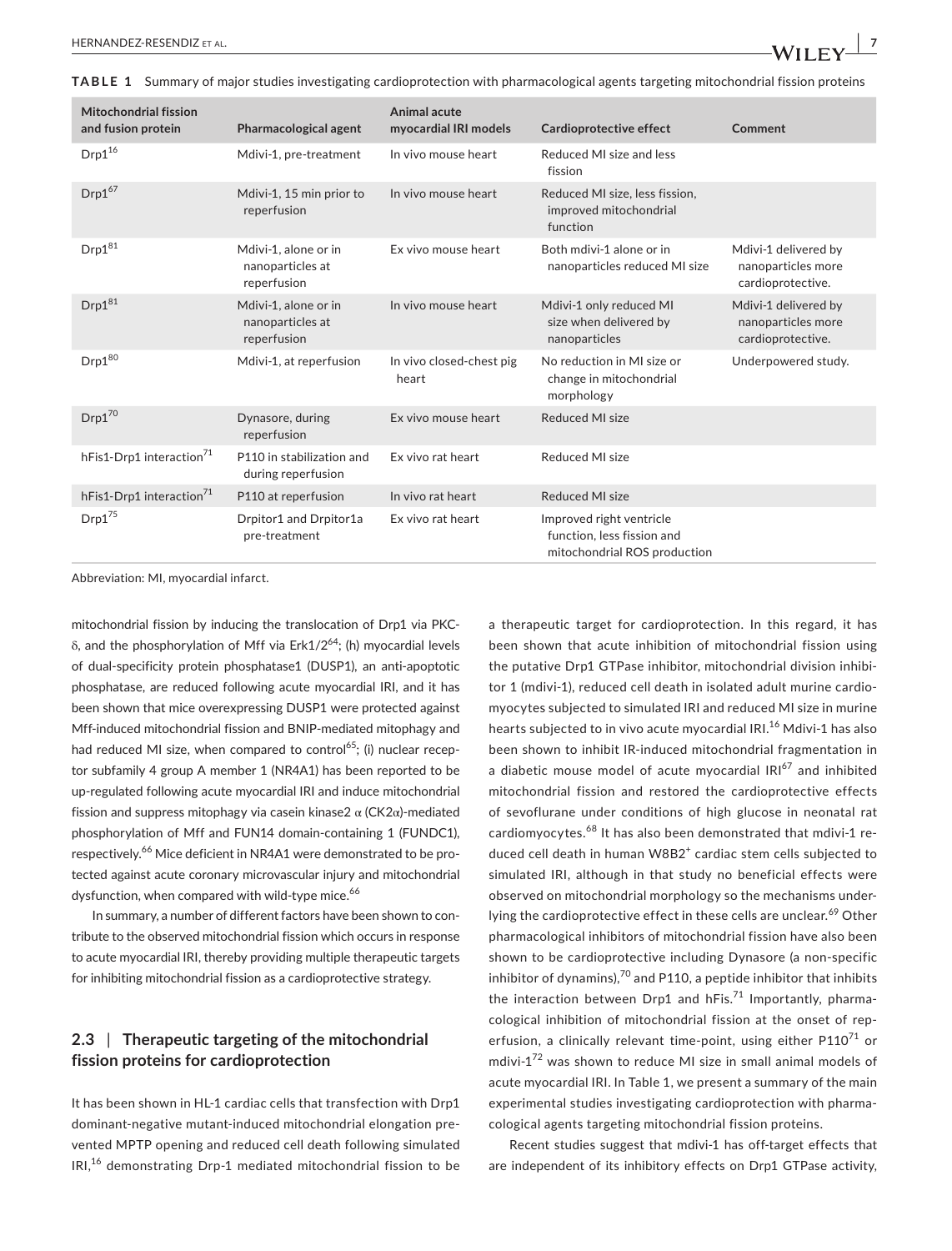**TABLE 1** Summary of major studies investigating cardioprotection with pharmacological agents targeting mitochondrial fission proteins

| Mitochondrial fission and fusion protein | Pharmacological agent | Animal acute myocardial IRI models | Cardioprotective effect | Comment |
|---|---|---|---|---|
| Drp1[16] | Mdivi-1, pre-treatment | In vivo mouse heart | Reduced MI size and less fission | |
| Drp1[67] | Mdivi-1, 15 min prior to reperfusion | In vivo mouse heart | Reduced MI size, less fission, improved mitochondrial function | |
| Drp1[81] | Mdivi-1, alone or in nanoparticles at reperfusion | Ex vivo mouse heart | Both mdivi-1 alone or in nanoparticles reduced MI size | Mdivi-1 delivered by nanoparticles more cardioprotective. |
| Drp1[81] | Mdivi-1, alone or in nanoparticles at reperfusion | In vivo mouse heart | Mdivi-1 only reduced MI size when delivered by nanoparticles | Mdivi-1 delivered by nanoparticles more cardioprotective. |
| Drp1[80] | Mdivi-1, at reperfusion | In vivo closed-chest pig heart | No reduction in MI size or change in mitochondrial morphology | Underpowered study. |
| Drp1[70] | Dynasore, during reperfusion | Ex vivo mouse heart | Reduced MI size | |
| hFis1-Drp1 interaction[71] | P110 in stabilization and during reperfusion | Ex vivo rat heart | Reduced MI size | |
| hFis1-Drp1 interaction[71] | P110 at reperfusion | In vivo rat heart | Reduced MI size | |
| Drp1[75] | Drpitor1 and Drpitor1a pre-treatment | Ex vivo rat heart | Improved right ventricle function, less fission and mitochondrial ROS production | |

Abbreviation: MI, myocardial infarct.

mitochondrial fission by inducing the translocation of Drp1 via PKC-δ, and the phosphorylation of Mff via Erk1/2[64]; (h) myocardial levels of dual-specificity protein phosphatase1 (DUSP1), an anti-apoptotic phosphatase, are reduced following acute myocardial IRI, and it has been shown that mice overexpressing DUSP1 were protected against Mff-induced mitochondrial fission and BNIP-mediated mitophagy and had reduced MI size, when compared to control[65]; (i) nuclear receptor subfamily 4 group A member 1 (NR4A1) has been reported to be up-regulated following acute myocardial IRI and induce mitochondrial fission and suppress mitophagy via casein kinase2 α (CK2α)-mediated phosphorylation of Mff and FUN14 domain-containing 1 (FUNDC1), respectively.[66] Mice deficient in NR4A1 were demonstrated to be protected against acute coronary microvascular injury and mitochondrial dysfunction, when compared with wild-type mice.[66]

In summary, a number of different factors have been shown to contribute to the observed mitochondrial fission which occurs in response to acute myocardial IRI, thereby providing multiple therapeutic targets for inhibiting mitochondrial fission as a cardioprotective strategy.

### 2.3 | Therapeutic targeting of the mitochondrial fission proteins for cardioprotection

It has been shown in HL-1 cardiac cells that transfection with Drp1 dominant-negative mutant-induced mitochondrial elongation prevented MPTP opening and reduced cell death following simulated IRI,[16] demonstrating Drp-1 mediated mitochondrial fission to be a therapeutic target for cardioprotection. In this regard, it has been shown that acute inhibition of mitochondrial fission using the putative Drp1 GTPase inhibitor, mitochondrial division inhibitor 1 (mdivi-1), reduced cell death in isolated adult murine cardiomyocytes subjected to simulated IRI and reduced MI size in murine hearts subjected to in vivo acute myocardial IRI.[16] Mdivi-1 has also been shown to inhibit IR-induced mitochondrial fragmentation in a diabetic mouse model of acute myocardial IRI[67] and inhibited mitochondrial fission and restored the cardioprotective effects of sevoflurane under conditions of high glucose in neonatal rat cardiomyocytes.[68] It has also been demonstrated that mdivi-1 reduced cell death in human W8B2$^+$ cardiac stem cells subjected to simulated IRI, although in that study no beneficial effects were observed on mitochondrial morphology so the mechanisms underlying the cardioprotective effect in these cells are unclear.[69] Other pharmacological inhibitors of mitochondrial fission have also been shown to be cardioprotective including Dynasore (a non-specific inhibitor of dynamins),[70] and P110, a peptide inhibitor that inhibits the interaction between Drp1 and hFis.[71] Importantly, pharmacological inhibition of mitochondrial fission at the onset of reperfusion, a clinically relevant time-point, using either P110[71] or mdivi-1[72] was shown to reduce MI size in small animal models of acute myocardial IRI. In Table 1, we present a summary of the main experimental studies investigating cardioprotection with pharmacological agents targeting mitochondrial fission proteins.

Recent studies suggest that mdivi-1 has off-target effects that are independent of its inhibitory effects on Drp1 GTPase activity,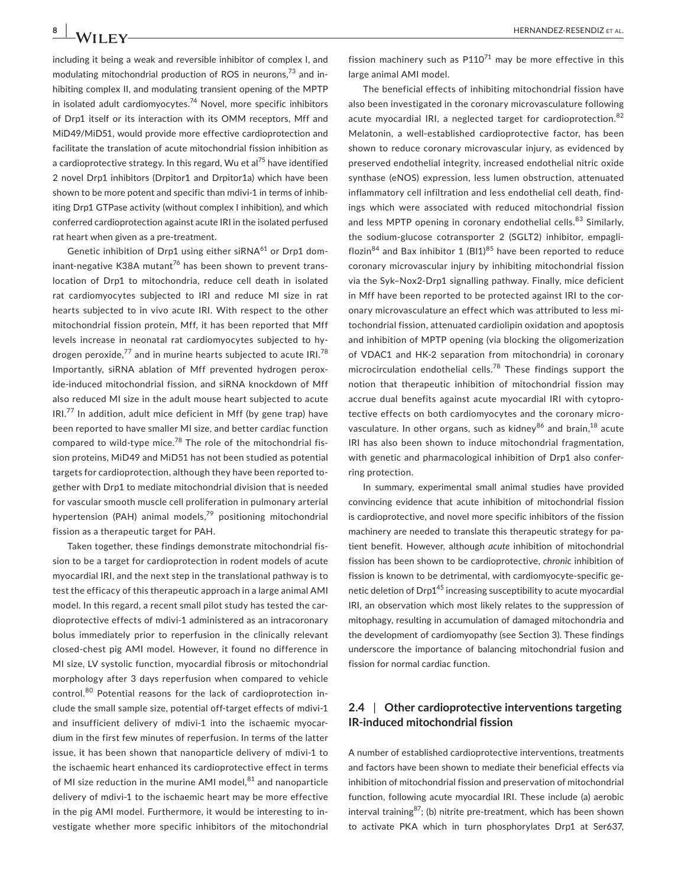including it being a weak and reversible inhibitor of complex I, and modulating mitochondrial production of ROS in neurons,[73] and inhibiting complex II, and modulating transient opening of the MPTP in isolated adult cardiomyocytes.[74] Novel, more specific inhibitors of Drp1 itself or its interaction with its OMM receptors, Mff and MiD49/MiD51, would provide more effective cardioprotection and facilitate the translation of acute mitochondrial fission inhibition as a cardioprotective strategy. In this regard, Wu et al[75] have identified 2 novel Drp1 inhibitors (Drpitor1 and Drpitor1a) which have been shown to be more potent and specific than mdivi-1 in terms of inhibiting Drp1 GTPase activity (without complex I inhibition), and which conferred cardioprotection against acute IRI in the isolated perfused rat heart when given as a pre-treatment.

Genetic inhibition of Drp1 using either siRNA[61] or Drp1 dominant-negative K38A mutant[76] has been shown to prevent translocation of Drp1 to mitochondria, reduce cell death in isolated rat cardiomyocytes subjected to IRI and reduce MI size in rat hearts subjected to in vivo acute IRI. With respect to the other mitochondrial fission protein, Mff, it has been reported that Mff levels increase in neonatal rat cardiomyocytes subjected to hydrogen peroxide,[77] and in murine hearts subjected to acute IRI.[78] Importantly, siRNA ablation of Mff prevented hydrogen peroxide-induced mitochondrial fission, and siRNA knockdown of Mff also reduced MI size in the adult mouse heart subjected to acute IRI.[77] In addition, adult mice deficient in Mff (by gene trap) have been reported to have smaller MI size, and better cardiac function compared to wild-type mice.[78] The role of the mitochondrial fission proteins, MiD49 and MiD51 has not been studied as potential targets for cardioprotection, although they have been reported together with Drp1 to mediate mitochondrial division that is needed for vascular smooth muscle cell proliferation in pulmonary arterial hypertension (PAH) animal models,[79] positioning mitochondrial fission as a therapeutic target for PAH.

Taken together, these findings demonstrate mitochondrial fission to be a target for cardioprotection in rodent models of acute myocardial IRI, and the next step in the translational pathway is to test the efficacy of this therapeutic approach in a large animal AMI model. In this regard, a recent small pilot study has tested the cardioprotective effects of mdivi-1 administered as an intracoronary bolus immediately prior to reperfusion in the clinically relevant closed-chest pig AMI model. However, it found no difference in MI size, LV systolic function, myocardial fibrosis or mitochondrial morphology after 3 days reperfusion when compared to vehicle control.[80] Potential reasons for the lack of cardioprotection include the small sample size, potential off-target effects of mdivi-1 and insufficient delivery of mdivi-1 into the ischaemic myocardium in the first few minutes of reperfusion. In terms of the latter issue, it has been shown that nanoparticle delivery of mdivi-1 to the ischaemic heart enhanced its cardioprotective effect in terms of MI size reduction in the murine AMI model,[81] and nanoparticle delivery of mdivi-1 to the ischaemic heart may be more effective in the pig AMI model. Furthermore, it would be interesting to investigate whether more specific inhibitors of the mitochondrial fission machinery such as P110[71] may be more effective in this large animal AMI model.

The beneficial effects of inhibiting mitochondrial fission have also been investigated in the coronary microvasculature following acute myocardial IRI, a neglected target for cardioprotection.[82] Melatonin, a well-established cardioprotective factor, has been shown to reduce coronary microvascular injury, as evidenced by preserved endothelial integrity, increased endothelial nitric oxide synthase (eNOS) expression, less lumen obstruction, attenuated inflammatory cell infiltration and less endothelial cell death, findings which were associated with reduced mitochondrial fission and less MPTP opening in coronary endothelial cells.[83] Similarly, the sodium-glucose cotransporter 2 (SGLT2) inhibitor, empagliflozin[84] and Bax inhibitor 1 (BI1)[85] have been reported to reduce coronary microvascular injury by inhibiting mitochondrial fission via the Syk–Nox2-Drp1 signalling pathway. Finally, mice deficient in Mff have been reported to be protected against IRI to the coronary microvasculature an effect which was attributed to less mitochondrial fission, attenuated cardiolipin oxidation and apoptosis and inhibition of MPTP opening (via blocking the oligomerization of VDAC1 and HK-2 separation from mitochondria) in coronary microcirculation endothelial cells.[78] These findings support the notion that therapeutic inhibition of mitochondrial fission may accrue dual benefits against acute myocardial IRI with cytoprotective effects on both cardiomyocytes and the coronary microvasculature. In other organs, such as kidney[86] and brain,[18] acute IRI has also been shown to induce mitochondrial fragmentation, with genetic and pharmacological inhibition of Drp1 also conferring protection.

In summary, experimental small animal studies have provided convincing evidence that acute inhibition of mitochondrial fission is cardioprotective, and novel more specific inhibitors of the fission machinery are needed to translate this therapeutic strategy for patient benefit. However, although *acute* inhibition of mitochondrial fission has been shown to be cardioprotective, *chronic* inhibition of fission is known to be detrimental, with cardiomyocyte-specific genetic deletion of Drp1[45] increasing susceptibility to acute myocardial IRI, an observation which most likely relates to the suppression of mitophagy, resulting in accumulation of damaged mitochondria and the development of cardiomyopathy (see Section 3). These findings underscore the importance of balancing mitochondrial fusion and fission for normal cardiac function.

### 2.4 | Other cardioprotective interventions targeting IR-induced mitochondrial fission

A number of established cardioprotective interventions, treatments and factors have been shown to mediate their beneficial effects via inhibition of mitochondrial fission and preservation of mitochondrial function, following acute myocardial IRI. These include (a) aerobic interval training[87]; (b) nitrite pre-treatment, which has been shown to activate PKA which in turn phosphorylates Drp1 at Ser637,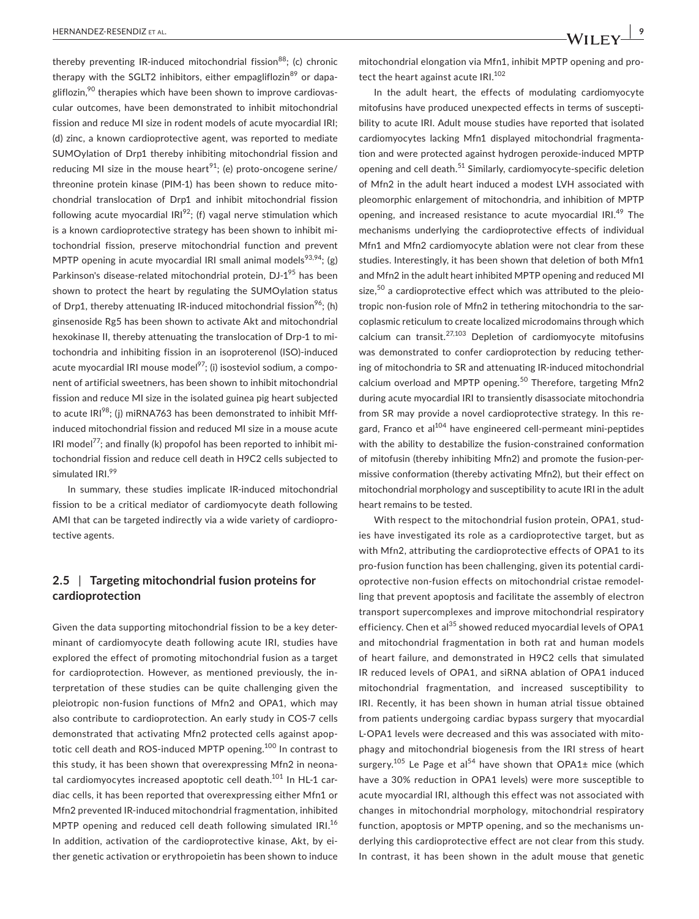thereby preventing IR-induced mitochondrial fission[88]; (c) chronic therapy with the SGLT2 inhibitors, either empagliflozin[89] or dapagliflozin,[90] therapies which have been shown to improve cardiovascular outcomes, have been demonstrated to inhibit mitochondrial fission and reduce MI size in rodent models of acute myocardial IRI; (d) zinc, a known cardioprotective agent, was reported to mediate SUMOylation of Drp1 thereby inhibiting mitochondrial fission and reducing MI size in the mouse heart[91]; (e) proto-oncogene serine/threonine protein kinase (PIM-1) has been shown to reduce mitochondrial translocation of Drp1 and inhibit mitochondrial fission following acute myocardial IRI[92]; (f) vagal nerve stimulation which is a known cardioprotective strategy has been shown to inhibit mitochondrial fission, preserve mitochondrial function and prevent MPTP opening in acute myocardial IRI small animal models[93,94]; (g) Parkinson's disease-related mitochondrial protein, DJ-1[95] has been shown to protect the heart by regulating the SUMOylation status of Drp1, thereby attenuating IR-induced mitochondrial fission[96]; (h) ginsenoside Rg5 has been shown to activate Akt and mitochondrial hexokinase II, thereby attenuating the translocation of Drp-1 to mitochondria and inhibiting fission in an isoproterenol (ISO)-induced acute myocardial IRI mouse model[97]; (i) isosteviol sodium, a component of artificial sweeteners, has been shown to inhibit mitochondrial fission and reduce MI size in the isolated guinea pig heart subjected to acute IRI[98]; (j) miRNA763 has been demonstrated to inhibit Mff-induced mitochondrial fission and reduced MI size in a mouse acute IRI model[77]; and finally (k) propofol has been reported to inhibit mitochondrial fission and reduce cell death in H9C2 cells subjected to simulated IRI.[99]

In summary, these studies implicate IR-induced mitochondrial fission to be a critical mediator of cardiomyocyte death following AMI that can be targeted indirectly via a wide variety of cardioprotective agents.

## 2.5 | Targeting mitochondrial fusion proteins for cardioprotection

Given the data supporting mitochondrial fission to be a key determinant of cardiomyocyte death following acute IRI, studies have explored the effect of promoting mitochondrial fusion as a target for cardioprotection. However, as mentioned previously, the interpretation of these studies can be quite challenging given the pleiotropic non-fusion functions of Mfn2 and OPA1, which may also contribute to cardioprotection. An early study in COS-7 cells demonstrated that activating Mfn2 protected cells against apoptotic cell death and ROS-induced MPTP opening.[100] In contrast to this study, it has been shown that overexpressing Mfn2 in neonatal cardiomyocytes increased apoptotic cell death.[101] In HL-1 cardiac cells, it has been reported that overexpressing either Mfn1 or Mfn2 prevented IR-induced mitochondrial fragmentation, inhibited MPTP opening and reduced cell death following simulated IRI.[16] In addition, activation of the cardioprotective kinase, Akt, by either genetic activation or erythropoietin has been shown to induce mitochondrial elongation via Mfn1, inhibit MPTP opening and protect the heart against acute IRI.[102]

In the adult heart, the effects of modulating cardiomyocyte mitofusins have produced unexpected effects in terms of susceptibility to acute IRI. Adult mouse studies have reported that isolated cardiomyocytes lacking Mfn1 displayed mitochondrial fragmentation and were protected against hydrogen peroxide-induced MPTP opening and cell death.[51] Similarly, cardiomyocyte-specific deletion of Mfn2 in the adult heart induced a modest LVH associated with pleomorphic enlargement of mitochondria, and inhibition of MPTP opening, and increased resistance to acute myocardial IRI.[49] The mechanisms underlying the cardioprotective effects of individual Mfn1 and Mfn2 cardiomyocyte ablation were not clear from these studies. Interestingly, it has been shown that deletion of both Mfn1 and Mfn2 in the adult heart inhibited MPTP opening and reduced MI size,[50] a cardioprotective effect which was attributed to the pleiotropic non-fusion role of Mfn2 in tethering mitochondria to the sarcoplasmic reticulum to create localized microdomains through which calcium can transit.[27,103] Depletion of cardiomyocyte mitofusins was demonstrated to confer cardioprotection by reducing tethering of mitochondria to SR and attenuating IR-induced mitochondrial calcium overload and MPTP opening.[50] Therefore, targeting Mfn2 during acute myocardial IRI to transiently disassociate mitochondria from SR may provide a novel cardioprotective strategy. In this regard, Franco et al[104] have engineered cell-permeant mini-peptides with the ability to destabilize the fusion-constrained conformation of mitofusin (thereby inhibiting Mfn2) and promote the fusion-permissive conformation (thereby activating Mfn2), but their effect on mitochondrial morphology and susceptibility to acute IRI in the adult heart remains to be tested.

With respect to the mitochondrial fusion protein, OPA1, studies have investigated its role as a cardioprotective target, but as with Mfn2, attributing the cardioprotective effects of OPA1 to its pro-fusion function has been challenging, given its potential cardioprotective non-fusion effects on mitochondrial cristae remodelling that prevent apoptosis and facilitate the assembly of electron transport supercomplexes and improve mitochondrial respiratory efficiency. Chen et al[35] showed reduced myocardial levels of OPA1 and mitochondrial fragmentation in both rat and human models of heart failure, and demonstrated in H9C2 cells that simulated IR reduced levels of OPA1, and siRNA ablation of OPA1 induced mitochondrial fragmentation, and increased susceptibility to IRI. Recently, it has been shown in human atrial tissue obtained from patients undergoing cardiac bypass surgery that myocardial L-OPA1 levels were decreased and this was associated with mitophagy and mitochondrial biogenesis from the IRI stress of heart surgery.[105] Le Page et al[54] have shown that OPA1± mice (which have a 30% reduction in OPA1 levels) were more susceptible to acute myocardial IRI, although this effect was not associated with changes in mitochondrial morphology, mitochondrial respiratory function, apoptosis or MPTP opening, and so the mechanisms underlying this cardioprotective effect are not clear from this study. In contrast, it has been shown in the adult mouse that genetic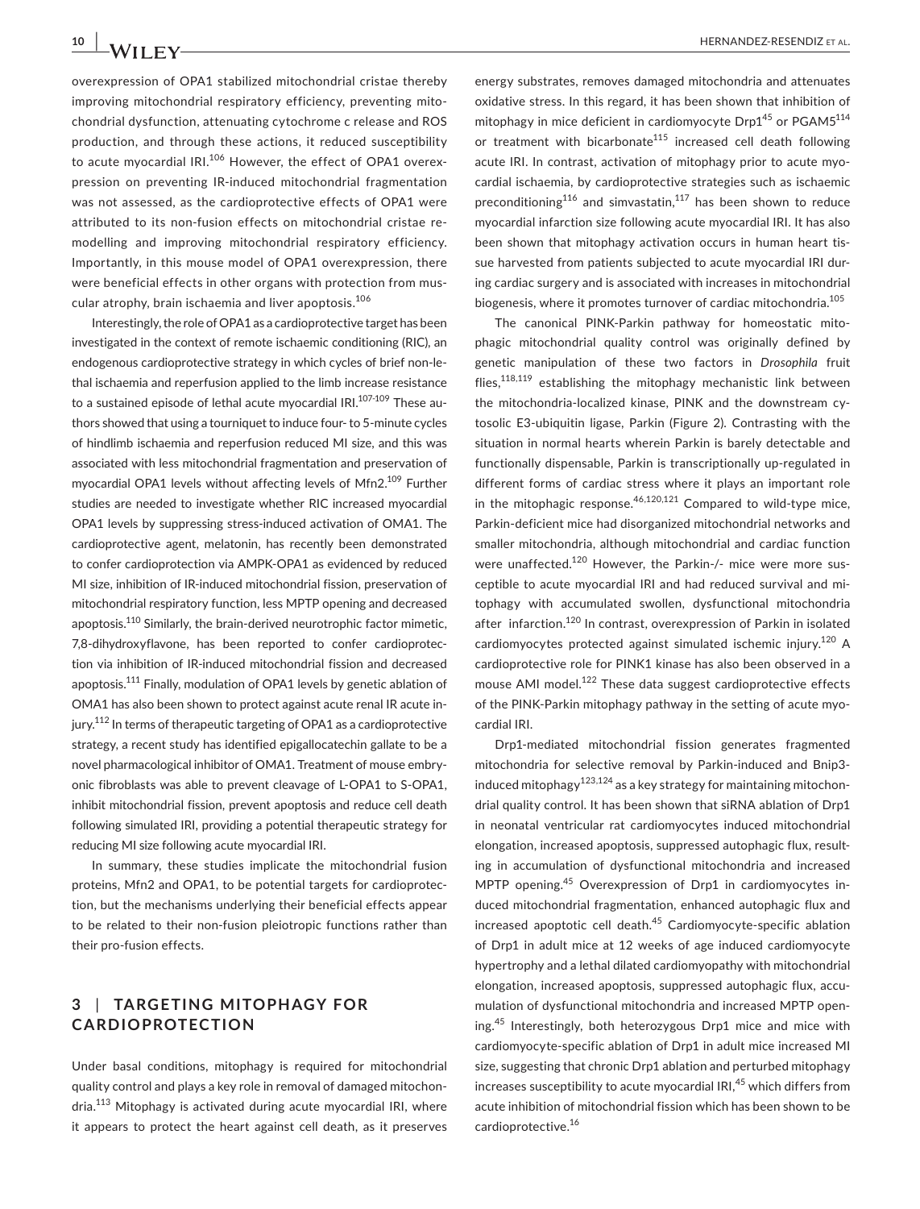overexpression of OPA1 stabilized mitochondrial cristae thereby improving mitochondrial respiratory efficiency, preventing mitochondrial dysfunction, attenuating cytochrome c release and ROS production, and through these actions, it reduced susceptibility to acute myocardial IRI.[106] However, the effect of OPA1 overexpression on preventing IR-induced mitochondrial fragmentation was not assessed, as the cardioprotective effects of OPA1 were attributed to its non-fusion effects on mitochondrial cristae remodelling and improving mitochondrial respiratory efficiency. Importantly, in this mouse model of OPA1 overexpression, there were beneficial effects in other organs with protection from muscular atrophy, brain ischaemia and liver apoptosis.[106]

Interestingly, the role of OPA1 as a cardioprotective target has been investigated in the context of remote ischaemic conditioning (RIC), an endogenous cardioprotective strategy in which cycles of brief non-lethal ischaemia and reperfusion applied to the limb increase resistance to a sustained episode of lethal acute myocardial IRI.[107-109] These authors showed that using a tourniquet to induce four- to 5-minute cycles of hindlimb ischaemia and reperfusion reduced MI size, and this was associated with less mitochondrial fragmentation and preservation of myocardial OPA1 levels without affecting levels of Mfn2.[109] Further studies are needed to investigate whether RIC increased myocardial OPA1 levels by suppressing stress-induced activation of OMA1. The cardioprotective agent, melatonin, has recently been demonstrated to confer cardioprotection via AMPK-OPA1 as evidenced by reduced MI size, inhibition of IR-induced mitochondrial fission, preservation of mitochondrial respiratory function, less MPTP opening and decreased apoptosis.[110] Similarly, the brain-derived neurotrophic factor mimetic, 7,8-dihydroxyflavone, has been reported to confer cardioprotection via inhibition of IR-induced mitochondrial fission and decreased apoptosis.[111] Finally, modulation of OPA1 levels by genetic ablation of OMA1 has also been shown to protect against acute renal IR acute injury.[112] In terms of therapeutic targeting of OPA1 as a cardioprotective strategy, a recent study has identified epigallocatechin gallate to be a novel pharmacological inhibitor of OMA1. Treatment of mouse embryonic fibroblasts was able to prevent cleavage of L-OPA1 to S-OPA1, inhibit mitochondrial fission, prevent apoptosis and reduce cell death following simulated IRI, providing a potential therapeutic strategy for reducing MI size following acute myocardial IRI.

In summary, these studies implicate the mitochondrial fusion proteins, Mfn2 and OPA1, to be potential targets for cardioprotection, but the mechanisms underlying their beneficial effects appear to be related to their non-fusion pleiotropic functions rather than their pro-fusion effects.

## 3 | TARGETING MITOPHAGY FOR CARDIOPROTECTION

Under basal conditions, mitophagy is required for mitochondrial quality control and plays a key role in removal of damaged mitochondria.[113] Mitophagy is activated during acute myocardial IRI, where it appears to protect the heart against cell death, as it preserves energy substrates, removes damaged mitochondria and attenuates oxidative stress. In this regard, it has been shown that inhibition of mitophagy in mice deficient in cardiomyocyte Drp1[45] or PGAM5[114] or treatment with bicarbonate[115] increased cell death following acute IRI. In contrast, activation of mitophagy prior to acute myocardial ischaemia, by cardioprotective strategies such as ischaemic preconditioning[116] and simvastatin,[117] has been shown to reduce myocardial infarction size following acute myocardial IRI. It has also been shown that mitophagy activation occurs in human heart tissue harvested from patients subjected to acute myocardial IRI during cardiac surgery and is associated with increases in mitochondrial biogenesis, where it promotes turnover of cardiac mitochondria.[105]

The canonical PINK-Parkin pathway for homeostatic mitophagic mitochondrial quality control was originally defined by genetic manipulation of these two factors in *Drosophila* fruit flies,[118,119] establishing the mitophagy mechanistic link between the mitochondria-localized kinase, PINK and the downstream cytosolic E3-ubiquitin ligase, Parkin (Figure 2). Contrasting with the situation in normal hearts wherein Parkin is barely detectable and functionally dispensable, Parkin is transcriptionally up-regulated in different forms of cardiac stress where it plays an important role in the mitophagic response.[46,120,121] Compared to wild-type mice, Parkin-deficient mice had disorganized mitochondrial networks and smaller mitochondria, although mitochondrial and cardiac function were unaffected.[120] However, the Parkin-/- mice were more susceptible to acute myocardial IRI and had reduced survival and mitophagy with accumulated swollen, dysfunctional mitochondria after infarction.[120] In contrast, overexpression of Parkin in isolated cardiomyocytes protected against simulated ischemic injury.[120] A cardioprotective role for PINK1 kinase has also been observed in a mouse AMI model.[122] These data suggest cardioprotective effects of the PINK-Parkin mitophagy pathway in the setting of acute myocardial IRI.

Drp1-mediated mitochondrial fission generates fragmented mitochondria for selective removal by Parkin-induced and Bnip3-induced mitophagy[123,124] as a key strategy for maintaining mitochondrial quality control. It has been shown that siRNA ablation of Drp1 in neonatal ventricular rat cardiomyocytes induced mitochondrial elongation, increased apoptosis, suppressed autophagic flux, resulting in accumulation of dysfunctional mitochondria and increased MPTP opening.[45] Overexpression of Drp1 in cardiomyocytes induced mitochondrial fragmentation, enhanced autophagic flux and increased apoptotic cell death.[45] Cardiomyocyte-specific ablation of Drp1 in adult mice at 12 weeks of age induced cardiomyocyte hypertrophy and a lethal dilated cardiomyopathy with mitochondrial elongation, increased apoptosis, suppressed autophagic flux, accumulation of dysfunctional mitochondria and increased MPTP opening.[45] Interestingly, both heterozygous Drp1 mice and mice with cardiomyocyte-specific ablation of Drp1 in adult mice increased MI size, suggesting that chronic Drp1 ablation and perturbed mitophagy increases susceptibility to acute myocardial IRI,[45] which differs from acute inhibition of mitochondrial fission which has been shown to be cardioprotective.[16]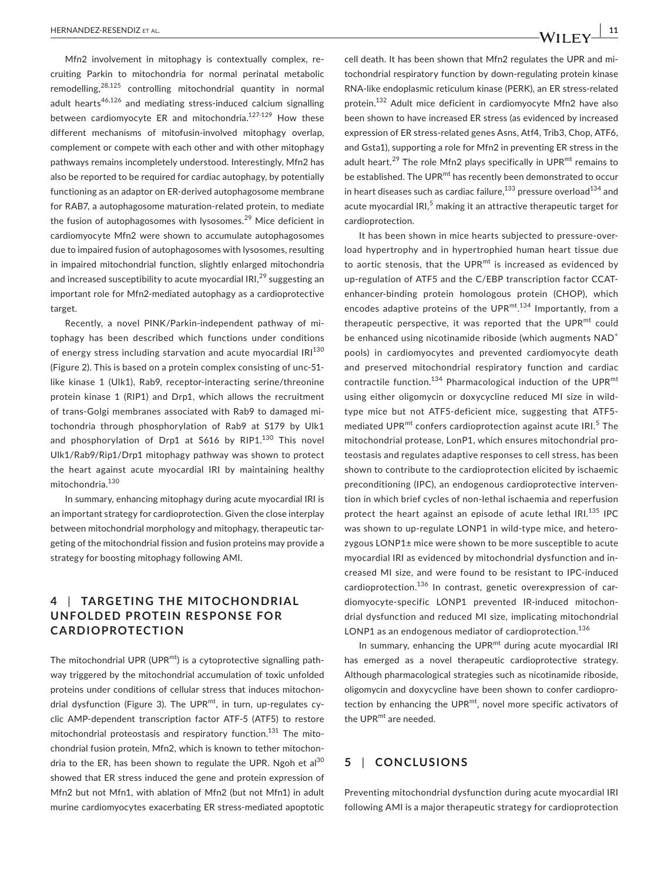Mfn2 involvement in mitophagy is contextually complex, recruiting Parkin to mitochondria for normal perinatal metabolic remodelling,[28,125] controlling mitochondrial quantity in normal adult hearts[46,126] and mediating stress-induced calcium signalling between cardiomyocyte ER and mitochondria.[127-129] How these different mechanisms of mitofusin-involved mitophagy overlap, complement or compete with each other and with other mitophagy pathways remains incompletely understood. Interestingly, Mfn2 has also be reported to be required for cardiac autophagy, by potentially functioning as an adaptor on ER-derived autophagosome membrane for RAB7, a autophagosome maturation-related protein, to mediate the fusion of autophagosomes with lysosomes.[29] Mice deficient in cardiomyocyte Mfn2 were shown to accumulate autophagosomes due to impaired fusion of autophagosomes with lysosomes, resulting in impaired mitochondrial function, slightly enlarged mitochondria and increased susceptibility to acute myocardial IRI,[29] suggesting an important role for Mfn2-mediated autophagy as a cardioprotective target.

Recently, a novel PINK/Parkin-independent pathway of mitophagy has been described which functions under conditions of energy stress including starvation and acute myocardial IRI[130] (Figure 2). This is based on a protein complex consisting of unc-51-like kinase 1 (Ulk1), Rab9, receptor-interacting serine/threonine protein kinase 1 (RIP1) and Drp1, which allows the recruitment of trans-Golgi membranes associated with Rab9 to damaged mitochondria through phosphorylation of Rab9 at S179 by Ulk1 and phosphorylation of Drp1 at S616 by RIP1.[130] This novel Ulk1/Rab9/Rip1/Drp1 mitophagy pathway was shown to protect the heart against acute myocardial IRI by maintaining healthy mitochondria.[130]

In summary, enhancing mitophagy during acute myocardial IRI is an important strategy for cardioprotection. Given the close interplay between mitochondrial morphology and mitophagy, therapeutic targeting of the mitochondrial fission and fusion proteins may provide a strategy for boosting mitophagy following AMI.

## 4 | TARGETING THE MITOCHONDRIAL UNFOLDED PROTEIN RESPONSE FOR CARDIOPROTECTION

The mitochondrial UPR ($UPR^{mt}$) is a cytoprotective signalling pathway triggered by the mitochondrial accumulation of toxic unfolded proteins under conditions of cellular stress that induces mitochondrial dysfunction (Figure 3). The $UPR^{mt}$, in turn, up-regulates cyclic AMP-dependent transcription factor ATF-5 (ATF5) to restore mitochondrial proteostasis and respiratory function.[131] The mitochondrial fusion protein, Mfn2, which is known to tether mitochondria to the ER, has been shown to regulate the UPR. Ngoh et al[30] showed that ER stress induced the gene and protein expression of Mfn2 but not Mfn1, with ablation of Mfn2 (but not Mfn1) in adult murine cardiomyocytes exacerbating ER stress-mediated apoptotic cell death. It has been shown that Mfn2 regulates the UPR and mitochondrial respiratory function by down-regulating protein kinase RNA-like endoplasmic reticulum kinase (PERK), an ER stress-related protein.[132] Adult mice deficient in cardiomyocyte Mfn2 have also been shown to have increased ER stress (as evidenced by increased expression of ER stress-related genes Asns, Atf4, Trib3, Chop, ATF6, and Gsta1), supporting a role for Mfn2 in preventing ER stress in the adult heart.[29] The role Mfn2 plays specifically in $UPR^{mt}$ remains to be established. The $UPR^{mt}$ has recently been demonstrated to occur in heart diseases such as cardiac failure,[133] pressure overload[134] and acute myocardial IRI,[5] making it an attractive therapeutic target for cardioprotection.

It has been shown in mice hearts subjected to pressure-overload hypertrophy and in hypertrophied human heart tissue due to aortic stenosis, that the $UPR^{mt}$ is increased as evidenced by up-regulation of ATF5 and the C/EBP transcription factor CCAT-enhancer-binding protein homologous protein (CHOP), which encodes adaptive proteins of the $UPR^{mt}$.[134] Importantly, from a therapeutic perspective, it was reported that the $UPR^{mt}$ could be enhanced using nicotinamide riboside (which augments $NAD^+$ pools) in cardiomyocytes and prevented cardiomyocyte death and preserved mitochondrial respiratory function and cardiac contractile function.[134] Pharmacological induction of the $UPR^{mt}$ using either oligomycin or doxycycline reduced MI size in wild-type mice but not ATF5-deficient mice, suggesting that ATF5-mediated $UPR^{mt}$ confers cardioprotection against acute IRI.[5] The mitochondrial protease, LonP1, which ensures mitochondrial proteostasis and regulates adaptive responses to cell stress, has been shown to contribute to the cardioprotection elicited by ischaemic preconditioning (IPC), an endogenous cardioprotective intervention in which brief cycles of non-lethal ischaemia and reperfusion protect the heart against an episode of acute lethal IRI.[135] IPC was shown to up-regulate LONP1 in wild-type mice, and heterozygous LONP1± mice were shown to be more susceptible to acute myocardial IRI as evidenced by mitochondrial dysfunction and increased MI size, and were found to be resistant to IPC-induced cardioprotection.[136] In contrast, genetic overexpression of cardiomyocyte-specific LONP1 prevented IR-induced mitochondrial dysfunction and reduced MI size, implicating mitochondrial LONP1 as an endogenous mediator of cardioprotection.[136]

In summary, enhancing the $UPR^{mt}$ during acute myocardial IRI has emerged as a novel therapeutic cardioprotective strategy. Although pharmacological strategies such as nicotinamide riboside, oligomycin and doxycycline have been shown to confer cardioprotection by enhancing the $UPR^{mt}$, novel more specific activators of the $UPR^{mt}$ are needed.

## 5 | CONCLUSIONS

Preventing mitochondrial dysfunction during acute myocardial IRI following AMI is a major therapeutic strategy for cardioprotection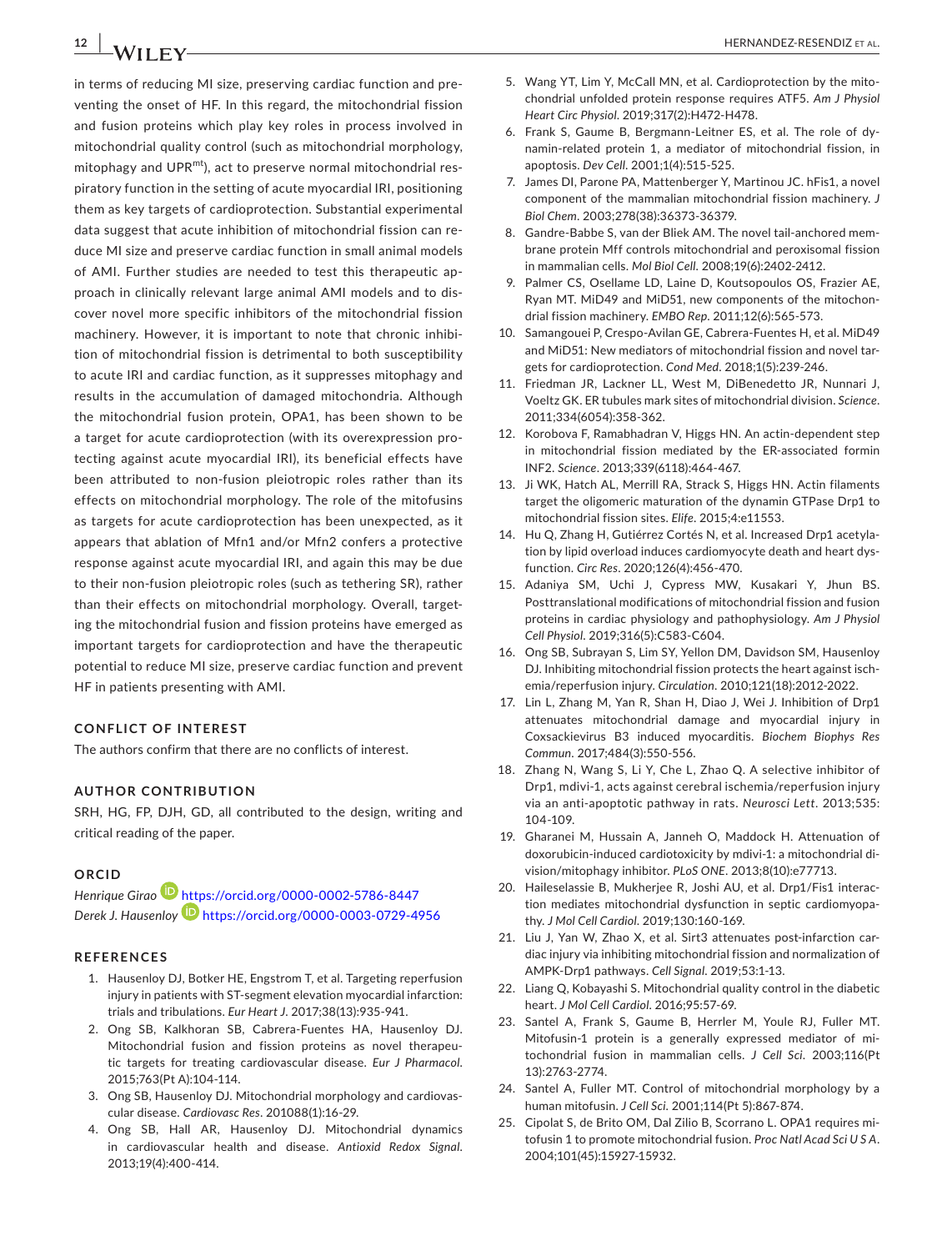in terms of reducing MI size, preserving cardiac function and preventing the onset of HF. In this regard, the mitochondrial fission and fusion proteins which play key roles in process involved in mitochondrial quality control (such as mitochondrial morphology, mitophagy and $UPR^{mt}$), act to preserve normal mitochondrial respiratory function in the setting of acute myocardial IRI, positioning them as key targets of cardioprotection. Substantial experimental data suggest that acute inhibition of mitochondrial fission can reduce MI size and preserve cardiac function in small animal models of AMI. Further studies are needed to test this therapeutic approach in clinically relevant large animal AMI models and to discover novel more specific inhibitors of the mitochondrial fission machinery. However, it is important to note that chronic inhibition of mitochondrial fission is detrimental to both susceptibility to acute IRI and cardiac function, as it suppresses mitophagy and results in the accumulation of damaged mitochondria. Although the mitochondrial fusion protein, OPA1, has been shown to be a target for acute cardioprotection (with its overexpression protecting against acute myocardial IRI), its beneficial effects have been attributed to non-fusion pleiotropic roles rather than its effects on mitochondrial morphology. The role of the mitofusins as targets for acute cardioprotection has been unexpected, as it appears that ablation of Mfn1 and/or Mfn2 confers a protective response against acute myocardial IRI, and again this may be due to their non-fusion pleiotropic roles (such as tethering SR), rather than their effects on mitochondrial morphology. Overall, targeting the mitochondrial fusion and fission proteins have emerged as important targets for cardioprotection and have the therapeutic potential to reduce MI size, preserve cardiac function and prevent HF in patients presenting with AMI.

## CONFLICT OF INTEREST

The authors confirm that there are no conflicts of interest.

## AUTHOR CONTRIBUTION

SRH, HG, FP, DJH, GD, all contributed to the design, writing and critical reading of the paper.

## ORCID

*Henrique Girao* https://orcid.org/0000-0002-5786-8447
*Derek J. Hausenloy* https://orcid.org/0000-0003-0729-4956

## REFERENCES

1. Hausenloy DJ, Botker HE, Engstrom T, et al. Targeting reperfusion injury in patients with ST-segment elevation myocardial infarction: trials and tribulations. *Eur Heart J*. 2017;38(13):935-941.
2. Ong SB, Kalkhoran SB, Cabrera-Fuentes HA, Hausenloy DJ. Mitochondrial fusion and fission proteins as novel therapeutic targets for treating cardiovascular disease. *Eur J Pharmacol*. 2015;763(Pt A):104-114.
3. Ong SB, Hausenloy DJ. Mitochondrial morphology and cardiovascular disease. *Cardiovasc Res*. 201088(1):16-29.
4. Ong SB, Hall AR, Hausenloy DJ. Mitochondrial dynamics in cardiovascular health and disease. *Antioxid Redox Signal*. 2013;19(4):400-414.
5. Wang YT, Lim Y, McCall MN, et al. Cardioprotection by the mitochondrial unfolded protein response requires ATF5. *Am J Physiol Heart Circ Physiol*. 2019;317(2):H472-H478.
6. Frank S, Gaume B, Bergmann-Leitner ES, et al. The role of dynamin-related protein 1, a mediator of mitochondrial fission, in apoptosis. *Dev Cell*. 2001;1(4):515-525.
7. James DI, Parone PA, Mattenberger Y, Martinou JC. hFis1, a novel component of the mammalian mitochondrial fission machinery. *J Biol Chem*. 2003;278(38):36373-36379.
8. Gandre-Babbe S, van der Bliek AM. The novel tail-anchored membrane protein Mff controls mitochondrial and peroxisomal fission in mammalian cells. *Mol Biol Cell*. 2008;19(6):2402-2412.
9. Palmer CS, Osellame LD, Laine D, Koutsopoulos OS, Frazier AE, Ryan MT. MiD49 and MiD51, new components of the mitochondrial fission machinery. *EMBO Rep*. 2011;12(6):565-573.
10. Samangouei P, Crespo-Avilan GE, Cabrera-Fuentes H, et al. MiD49 and MiD51: New mediators of mitochondrial fission and novel targets for cardioprotection. *Cond Med*. 2018;1(5):239-246.
11. Friedman JR, Lackner LL, West M, DiBenedetto JR, Nunnari J, Voeltz GK. ER tubules mark sites of mitochondrial division. *Science*. 2011;334(6054):358-362.
12. Korobova F, Ramabhadran V, Higgs HN. An actin-dependent step in mitochondrial fission mediated by the ER-associated formin INF2. *Science*. 2013;339(6118):464-467.
13. Ji WK, Hatch AL, Merrill RA, Strack S, Higgs HN. Actin filaments target the oligomeric maturation of the dynamin GTPase Drp1 to mitochondrial fission sites. *Elife*. 2015;4:e11553.
14. Hu Q, Zhang H, Gutiérrez Cortés N, et al. Increased Drp1 acetylation by lipid overload induces cardiomyocyte death and heart dysfunction. *Circ Res*. 2020;126(4):456-470.
15. Adaniya SM, Uchi J, Cypress MW, Kusakari Y, Jhun BS. Posttranslational modifications of mitochondrial fission and fusion proteins in cardiac physiology and pathophysiology. *Am J Physiol Cell Physiol*. 2019;316(5):C583-C604.
16. Ong SB, Subrayan S, Lim SY, Yellon DM, Davidson SM, Hausenloy DJ. Inhibiting mitochondrial fission protects the heart against ischemia/reperfusion injury. *Circulation*. 2010;121(18):2012-2022.
17. Lin L, Zhang M, Yan R, Shan H, Diao J, Wei J. Inhibition of Drp1 attenuates mitochondrial damage and myocardial injury in Coxsackievirus B3 induced myocarditis. *Biochem Biophys Res Commun*. 2017;484(3):550-556.
18. Zhang N, Wang S, Li Y, Che L, Zhao Q. A selective inhibitor of Drp1, mdivi-1, acts against cerebral ischemia/reperfusion injury via an anti-apoptotic pathway in rats. *Neurosci Lett*. 2013;535:104-109.
19. Gharanei M, Hussain A, Janneh O, Maddock H. Attenuation of doxorubicin-induced cardiotoxicity by mdivi-1: a mitochondrial division/mitophagy inhibitor. *PLoS ONE*. 2013;8(10):e77713.
20. Haileselassie B, Mukherjee R, Joshi AU, et al. Drp1/Fis1 interaction mediates mitochondrial dysfunction in septic cardiomyopathy. *J Mol Cell Cardiol*. 2019;130:160-169.
21. Liu J, Yan W, Zhao X, et al. Sirt3 attenuates post-infarction cardiac injury via inhibiting mitochondrial fission and normalization of AMPK-Drp1 pathways. *Cell Signal*. 2019;53:1-13.
22. Liang Q, Kobayashi S. Mitochondrial quality control in the diabetic heart. *J Mol Cell Cardiol*. 2016;95:57-69.
23. Santel A, Frank S, Gaume B, Herrler M, Youle RJ, Fuller MT. Mitofusin-1 protein is a generally expressed mediator of mitochondrial fusion in mammalian cells. *J Cell Sci*. 2003;116(Pt 13):2763-2774.
24. Santel A, Fuller MT. Control of mitochondrial morphology by a human mitofusin. *J Cell Sci*. 2001;114(Pt 5):867-874.
25. Cipolat S, de Brito OM, Dal Zilio B, Scorrano L. OPA1 requires mitofusin 1 to promote mitochondrial fusion. *Proc Natl Acad Sci U S A*. 2004;101(45):15927-15932.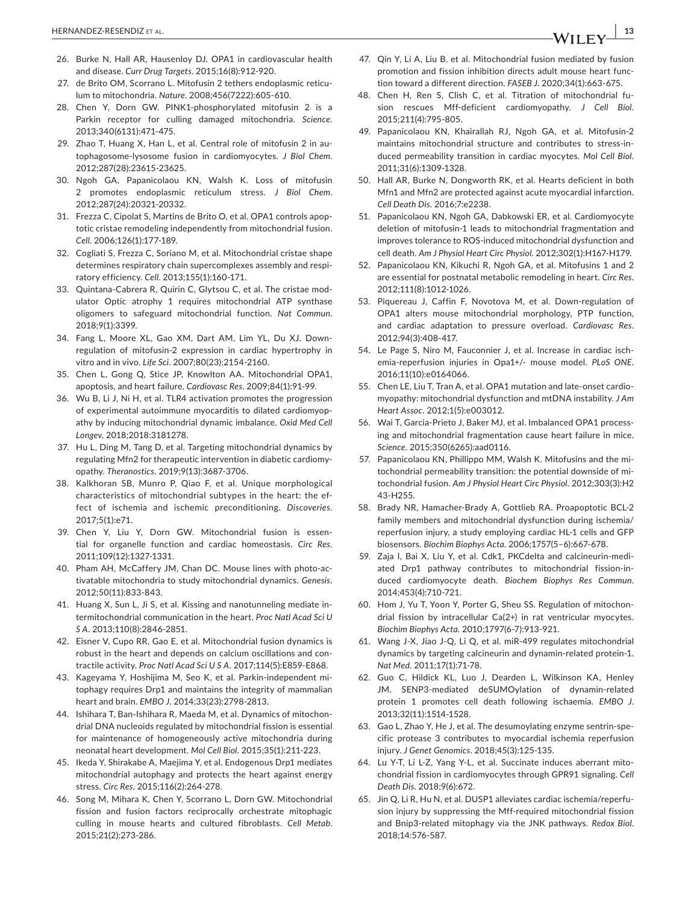26. Burke N, Hall AR, Hausenloy DJ. OPA1 in cardiovascular health and disease. *Curr Drug Targets*. 2015;16(8):912-920.
27. de Brito OM, Scorrano L. Mitofusin 2 tethers endoplasmic reticulum to mitochondria. *Nature*. 2008;456(7222):605-610.
28. Chen Y, Dorn GW. PINK1-phosphorylated mitofusin 2 is a Parkin receptor for culling damaged mitochondria. *Science*. 2013;340(6131):471-475.
29. Zhao T, Huang X, Han L, et al. Central role of mitofusin 2 in autophagosome-lysosome fusion in cardiomyocytes. *J Biol Chem*. 2012;287(28):23615-23625.
30. Ngoh GA, Papanicolaou KN, Walsh K. Loss of mitofusin 2 promotes endoplasmic reticulum stress. *J Biol Chem*. 2012;287(24):20321-20332.
31. Frezza C, Cipolat S, Martins de Brito O, et al. OPA1 controls apoptotic cristae remodeling independently from mitochondrial fusion. *Cell*. 2006;126(1):177-189.
32. Cogliati S, Frezza C, Soriano M, et al. Mitochondrial cristae shape determines respiratory chain supercomplexes assembly and respiratory efficiency. *Cell*. 2013;155(1):160-171.
33. Quintana-Cabrera R, Quirin C, Glytsou C, et al. The cristae modulator Optic atrophy 1 requires mitochondrial ATP synthase oligomers to safeguard mitochondrial function. *Nat Commun*. 2018;9(1):3399.
34. Fang L, Moore XL, Gao XM, Dart AM, Lim YL, Du XJ. Down-regulation of mitofusin-2 expression in cardiac hypertrophy in vitro and in vivo. *Life Sci*. 2007;80(23):2154-2160.
35. Chen L, Gong Q, Stice JP, Knowlton AA. Mitochondrial OPA1, apoptosis, and heart failure. *Cardiovasc Res*. 2009;84(1):91-99.
36. Wu B, Li J, Ni H, et al. TLR4 activation promotes the progression of experimental autoimmune myocarditis to dilated cardiomyopathy by inducing mitochondrial dynamic imbalance. *Oxid Med Cell Longev*. 2018;2018:3181278.
37. Hu L, Ding M, Tang D, et al. Targeting mitochondrial dynamics by regulating Mfn2 for therapeutic intervention in diabetic cardiomyopathy. *Theranostics*. 2019;9(13):3687-3706.
38. Kalkhoran SB, Munro P, Qiao F, et al. Unique morphological characteristics of mitochondrial subtypes in the heart: the effect of ischemia and ischemic preconditioning. *Discoveries*. 2017;5(1):e71.
39. Chen Y, Liu Y, Dorn GW. Mitochondrial fusion is essential for organelle function and cardiac homeostasis. *Circ Res*. 2011;109(12):1327-1331.
40. Pham AH, McCaffery JM, Chan DC. Mouse lines with photo-activatable mitochondria to study mitochondrial dynamics. *Genesis*. 2012;50(11):833-843.
41. Huang X, Sun L, Ji S, et al. Kissing and nanotunneling mediate intermitochondrial communication in the heart. *Proc Natl Acad Sci U S A*. 2013;110(8):2846-2851.
42. Eisner V, Cupo RR, Gao E, et al. Mitochondrial fusion dynamics is robust in the heart and depends on calcium oscillations and contractile activity. *Proc Natl Acad Sci U S A*. 2017;114(5):E859-E868.
43. Kageyama Y, Hoshijima M, Seo K, et al. Parkin-independent mitophagy requires Drp1 and maintains the integrity of mammalian heart and brain. *EMBO J*. 2014;33(23):2798-2813.
44. Ishihara T, Ban-Ishihara R, Maeda M, et al. Dynamics of mitochondrial DNA nucleoids regulated by mitochondrial fission is essential for maintenance of homogeneously active mitochondria during neonatal heart development. *Mol Cell Biol*. 2015;35(1):211-223.
45. Ikeda Y, Shirakabe A, Maejima Y, et al. Endogenous Drp1 mediates mitochondrial autophagy and protects the heart against energy stress. *Circ Res*. 2015;116(2):264-278.
46. Song M, Mihara K, Chen Y, Scorrano L, Dorn GW. Mitochondrial fission and fusion factors reciprocally orchestrate mitophagic culling in mouse hearts and cultured fibroblasts. *Cell Metab*. 2015;21(2):273-286.
47. Qin Y, Li A, Liu B, et al. Mitochondrial fusion mediated by fusion promotion and fission inhibition directs adult mouse heart function toward a different direction. *FASEB J*. 2020;34(1):663-675.
48. Chen H, Ren S, Clish C, et al. Titration of mitochondrial fusion rescues Mff-deficient cardiomyopathy. *J Cell Biol*. 2015;211(4):795-805.
49. Papanicolaou KN, Khairallah RJ, Ngoh GA, et al. Mitofusin-2 maintains mitochondrial structure and contributes to stress-induced permeability transition in cardiac myocytes. *Mol Cell Biol*. 2011;31(6):1309-1328.
50. Hall AR, Burke N, Dongworth RK, et al. Hearts deficient in both Mfn1 and Mfn2 are protected against acute myocardial infarction. *Cell Death Dis*. 2016;7:e2238.
51. Papanicolaou KN, Ngoh GA, Dabkowski ER, et al. Cardiomyocyte deletion of mitofusin-1 leads to mitochondrial fragmentation and improves tolerance to ROS-induced mitochondrial dysfunction and cell death. *Am J Physiol Heart Circ Physiol*. 2012;302(1):H167-H179.
52. Papanicolaou KN, Kikuchi R, Ngoh GA, et al. Mitofusins 1 and 2 are essential for postnatal metabolic remodeling in heart. *Circ Res*. 2012;111(8):1012-1026.
53. Piquereau J, Caffin F, Novotova M, et al. Down-regulation of OPA1 alters mouse mitochondrial morphology, PTP function, and cardiac adaptation to pressure overload. *Cardiovasc Res*. 2012;94(3):408-417.
54. Le Page S, Niro M, Fauconnier J, et al. Increase in cardiac ischemia-reperfusion injuries in Opa1+/- mouse model. *PLoS ONE*. 2016;11(10):e0164066.
55. Chen LE, Liu T, Tran A, et al. OPA1 mutation and late-onset cardiomyopathy: mitochondrial dysfunction and mtDNA instability. *J Am Heart Assoc*. 2012;1(5):e003012.
56. Wai T, Garcia-Prieto J, Baker MJ, et al. Imbalanced OPA1 processing and mitochondrial fragmentation cause heart failure in mice. *Science*. 2015;350(6265):aad0116.
57. Papanicolaou KN, Phillippo MM, Walsh K. Mitofusins and the mitochondrial permeability transition: the potential downside of mitochondrial fusion. *Am J Physiol Heart Circ Physiol*. 2012;303(3):H243-H255.
58. Brady NR, Hamacher-Brady A, Gottlieb RA. Proapoptotic BCL-2 family members and mitochondrial dysfunction during ischemia/reperfusion injury, a study employing cardiac HL-1 cells and GFP biosensors. *Biochim Biophys Acta*. 2006;1757(5–6):667-678.
59. Zaja I, Bai X, Liu Y, et al. Cdk1, PKCdelta and calcineurin-mediated Drp1 pathway contributes to mitochondrial fission-induced cardiomyocyte death. *Biochem Biophys Res Commun*. 2014;453(4):710-721.
60. Hom J, Yu T, Yoon Y, Porter G, Sheu SS. Regulation of mitochondrial fission by intracellular Ca(2+) in rat ventricular myocytes. *Biochim Biophys Acta*. 2010;1797(6-7):913-921.
61. Wang J-X, Jiao J-Q, Li Q, et al. miR-499 regulates mitochondrial dynamics by targeting calcineurin and dynamin-related protein-1. *Nat Med*. 2011;17(1):71-78.
62. Guo C, Hildick KL, Luo J, Dearden L, Wilkinson KA, Henley JM. SENP3-mediated deSUMOylation of dynamin-related protein 1 promotes cell death following ischaemia. *EMBO J*. 2013;32(11):1514-1528.
63. Gao L, Zhao Y, He J, et al. The desumoylating enzyme sentrin-specific protease 3 contributes to myocardial ischemia reperfusion injury. *J Genet Genomics*. 2018;45(3):125-135.
64. Lu Y-T, Li L-Z, Yang Y-L, et al. Succinate induces aberrant mitochondrial fission in cardiomyocytes through GPR91 signaling. *Cell Death Dis*. 2018;9(6):672.
65. Jin Q, Li R, Hu N, et al. DUSP1 alleviates cardiac ischemia/reperfusion injury by suppressing the Mff-required mitochondrial fission and Bnip3-related mitophagy via the JNK pathways. *Redox Biol*. 2018;14:576-587.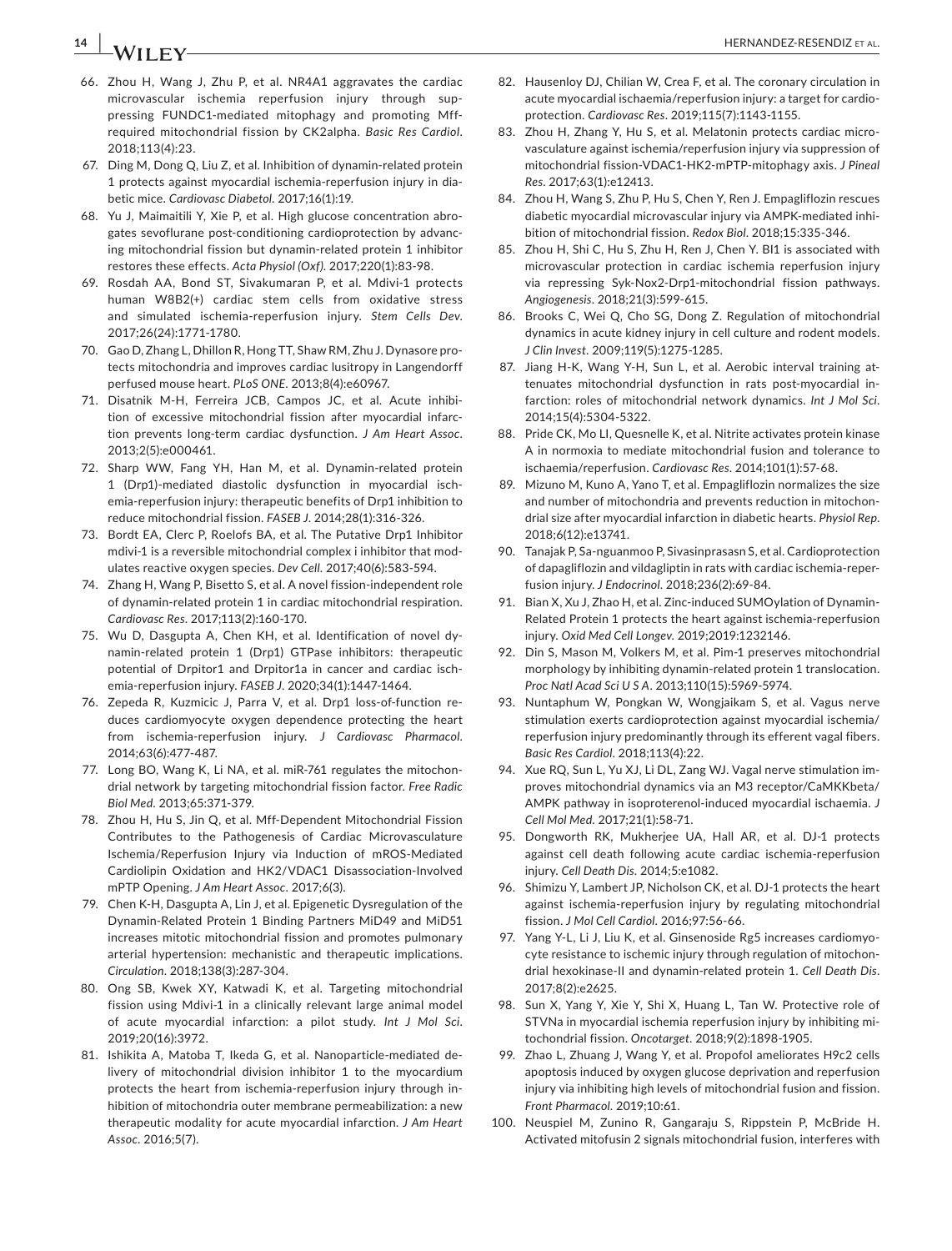66. Zhou H, Wang J, Zhu P, et al. NR4A1 aggravates the cardiac microvascular ischemia reperfusion injury through suppressing FUNDC1-mediated mitophagy and promoting Mff-required mitochondrial fission by CK2alpha. *Basic Res Cardiol*. 2018;113(4):23.
67. Ding M, Dong Q, Liu Z, et al. Inhibition of dynamin-related protein 1 protects against myocardial ischemia-reperfusion injury in diabetic mice. *Cardiovasc Diabetol*. 2017;16(1):19.
68. Yu J, Maimaitili Y, Xie P, et al. High glucose concentration abrogates sevoflurane post-conditioning cardioprotection by advancing mitochondrial fission but dynamin-related protein 1 inhibitor restores these effects. *Acta Physiol (Oxf)*. 2017;220(1):83-98.
69. Rosdah AA, Bond ST, Sivakumaran P, et al. Mdivi-1 protects human W8B2(+) cardiac stem cells from oxidative stress and simulated ischemia-reperfusion injury. *Stem Cells Dev*. 2017;26(24):1771-1780.
70. Gao D, Zhang L, Dhillon R, Hong TT, Shaw RM, Zhu J. Dynasore protects mitochondria and improves cardiac lusitropy in Langendorff perfused mouse heart. *PLoS ONE*. 2013;8(4):e60967.
71. Disatnik M-H, Ferreira JCB, Campos JC, et al. Acute inhibition of excessive mitochondrial fission after myocardial infarction prevents long-term cardiac dysfunction. *J Am Heart Assoc*. 2013;2(5):e000461.
72. Sharp WW, Fang YH, Han M, et al. Dynamin-related protein 1 (Drp1)-mediated diastolic dysfunction in myocardial ischemia-reperfusion injury: therapeutic benefits of Drp1 inhibition to reduce mitochondrial fission. *FASEB J*. 2014;28(1):316-326.
73. Bordt EA, Clerc P, Roelofs BA, et al. The Putative Drp1 Inhibitor mdivi-1 is a reversible mitochondrial complex i inhibitor that modulates reactive oxygen species. *Dev Cell*. 2017;40(6):583-594.
74. Zhang H, Wang P, Bisetto S, et al. A novel fission-independent role of dynamin-related protein 1 in cardiac mitochondrial respiration. *Cardiovasc Res*. 2017;113(2):160-170.
75. Wu D, Dasgupta A, Chen KH, et al. Identification of novel dynamin-related protein 1 (Drp1) GTPase inhibitors: therapeutic potential of Drpitor1 and Drpitor1a in cancer and cardiac ischemia-reperfusion injury. *FASEB J*. 2020;34(1):1447-1464.
76. Zepeda R, Kuzmicic J, Parra V, et al. Drp1 loss-of-function reduces cardiomyocyte oxygen dependence protecting the heart from ischemia-reperfusion injury. *J Cardiovasc Pharmacol*. 2014;63(6):477-487.
77. Long BO, Wang K, Li NA, et al. miR-761 regulates the mitochondrial network by targeting mitochondrial fission factor. *Free Radic Biol Med*. 2013;65:371-379.
78. Zhou H, Hu S, Jin Q, et al. Mff-Dependent Mitochondrial Fission Contributes to the Pathogenesis of Cardiac Microvasculature Ischemia/Reperfusion Injury via Induction of mROS-Mediated Cardiolipin Oxidation and HK2/VDAC1 Disassociation-Involved mPTP Opening. *J Am Heart Assoc*. 2017;6(3).
79. Chen K-H, Dasgupta A, Lin J, et al. Epigenetic Dysregulation of the Dynamin-Related Protein 1 Binding Partners MiD49 and MiD51 increases mitotic mitochondrial fission and promotes pulmonary arterial hypertension: mechanistic and therapeutic implications. *Circulation*. 2018;138(3):287-304.
80. Ong SB, Kwek XY, Katwadi K, et al. Targeting mitochondrial fission using Mdivi-1 in a clinically relevant large animal model of acute myocardial infarction: a pilot study. *Int J Mol Sci*. 2019;20(16):3972.
81. Ishikita A, Matoba T, Ikeda G, et al. Nanoparticle-mediated delivery of mitochondrial division inhibitor 1 to the myocardium protects the heart from ischemia-reperfusion injury through inhibition of mitochondria outer membrane permeabilization: a new therapeutic modality for acute myocardial infarction. *J Am Heart Assoc*. 2016;5(7).
82. Hausenloy DJ, Chilian W, Crea F, et al. The coronary circulation in acute myocardial ischaemia/reperfusion injury: a target for cardioprotection. *Cardiovasc Res*. 2019;115(7):1143-1155.
83. Zhou H, Zhang Y, Hu S, et al. Melatonin protects cardiac microvasculature against ischemia/reperfusion injury via suppression of mitochondrial fission-VDAC1-HK2-mPTP-mitophagy axis. *J Pineal Res*. 2017;63(1):e12413.
84. Zhou H, Wang S, Zhu P, Hu S, Chen Y, Ren J. Empagliflozin rescues diabetic myocardial microvascular injury via AMPK-mediated inhibition of mitochondrial fission. *Redox Biol*. 2018;15:335-346.
85. Zhou H, Shi C, Hu S, Zhu H, Ren J, Chen Y. BI1 is associated with microvascular protection in cardiac ischemia reperfusion injury via repressing Syk-Nox2-Drp1-mitochondrial fission pathways. *Angiogenesis*. 2018;21(3):599-615.
86. Brooks C, Wei Q, Cho SG, Dong Z. Regulation of mitochondrial dynamics in acute kidney injury in cell culture and rodent models. *J Clin Invest*. 2009;119(5):1275-1285.
87. Jiang H-K, Wang Y-H, Sun L, et al. Aerobic interval training attenuates mitochondrial dysfunction in rats post-myocardial infarction: roles of mitochondrial network dynamics. *Int J Mol Sci*. 2014;15(4):5304-5322.
88. Pride CK, Mo LI, Quesnelle K, et al. Nitrite activates protein kinase A in normoxia to mediate mitochondrial fusion and tolerance to ischaemia/reperfusion. *Cardiovasc Res*. 2014;101(1):57-68.
89. Mizuno M, Kuno A, Yano T, et al. Empagliflozin normalizes the size and number of mitochondria and prevents reduction in mitochondrial size after myocardial infarction in diabetic hearts. *Physiol Rep*. 2018;6(12):e13741.
90. Tanajak P, Sa-nguanmoo P, Sivasinprasasn S, et al. Cardioprotection of dapagliflozin and vildagliptin in rats with cardiac ischemia-reperfusion injury. *J Endocrinol*. 2018;236(2):69-84.
91. Bian X, Xu J, Zhao H, et al. Zinc-induced SUMOylation of Dynamin-Related Protein 1 protects the heart against ischemia-reperfusion injury. *Oxid Med Cell Longev*. 2019;2019:1232146.
92. Din S, Mason M, Volkers M, et al. Pim-1 preserves mitochondrial morphology by inhibiting dynamin-related protein 1 translocation. *Proc Natl Acad Sci U S A*. 2013;110(15):5969-5974.
93. Nuntaphum W, Pongkan W, Wongjaikam S, et al. Vagus nerve stimulation exerts cardioprotection against myocardial ischemia/reperfusion injury predominantly through its efferent vagal fibers. *Basic Res Cardiol*. 2018;113(4):22.
94. Xue RQ, Sun L, Yu XJ, Li DL, Zang WJ. Vagal nerve stimulation improves mitochondrial dynamics via an M3 receptor/CaMKKbeta/AMPK pathway in isoproterenol-induced myocardial ischaemia. *J Cell Mol Med*. 2017;21(1):58-71.
95. Dongworth RK, Mukherjee UA, Hall AR, et al. DJ-1 protects against cell death following acute cardiac ischemia-reperfusion injury. *Cell Death Dis*. 2014;5:e1082.
96. Shimizu Y, Lambert JP, Nicholson CK, et al. DJ-1 protects the heart against ischemia-reperfusion injury by regulating mitochondrial fission. *J Mol Cell Cardiol*. 2016;97:56-66.
97. Yang Y-L, Li J, Liu K, et al. Ginsenoside Rg5 increases cardiomyocyte resistance to ischemic injury through regulation of mitochondrial hexokinase-II and dynamin-related protein 1. *Cell Death Dis*. 2017;8(2):e2625.
98. Sun X, Yang Y, Xie Y, Shi X, Huang L, Tan W. Protective role of STVNa in myocardial ischemia reperfusion injury by inhibiting mitochondrial fission. *Oncotarget*. 2018;9(2):1898-1905.
99. Zhao L, Zhuang J, Wang Y, et al. Propofol ameliorates H9c2 cells apoptosis induced by oxygen glucose deprivation and reperfusion injury via inhibiting high levels of mitochondrial fusion and fission. *Front Pharmacol*. 2019;10:61.
100. Neuspiel M, Zunino R, Gangaraju S, Rippstein P, McBride H. Activated mitofusin 2 signals mitochondrial fusion, interferes with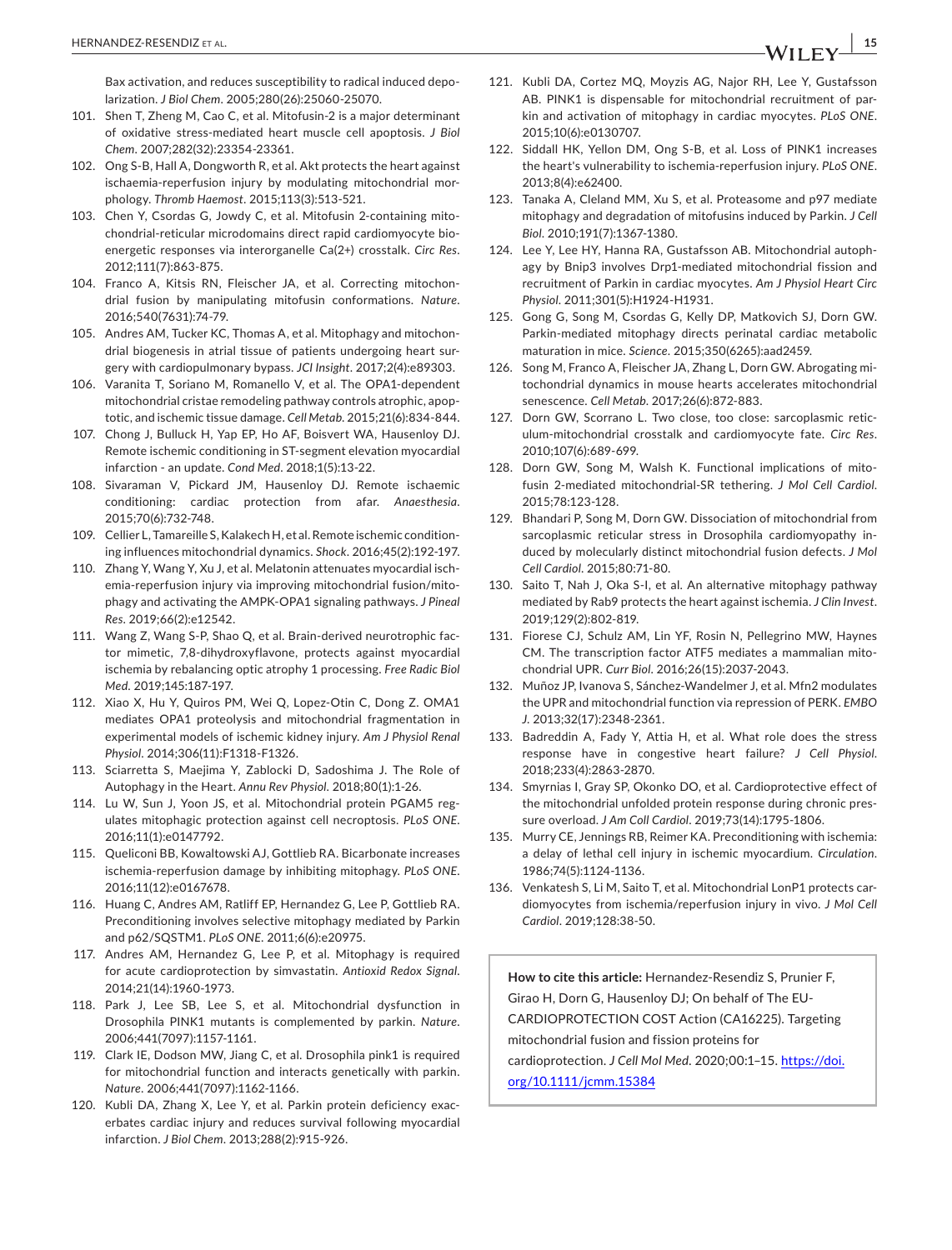Bax activation, and reduces susceptibility to radical induced depolarization. *J Biol Chem*. 2005;280(26):25060-25070.

101. Shen T, Zheng M, Cao C, et al. Mitofusin-2 is a major determinant of oxidative stress-mediated heart muscle cell apoptosis. *J Biol Chem*. 2007;282(32):23354-23361.
102. Ong S-B, Hall A, Dongworth R, et al. Akt protects the heart against ischaemia-reperfusion injury by modulating mitochondrial morphology. *Thromb Haemost*. 2015;113(3):513-521.
103. Chen Y, Csordas G, Jowdy C, et al. Mitofusin 2-containing mitochondrial-reticular microdomains direct rapid cardiomyocyte bioenergetic responses via interorganelle Ca(2+) crosstalk. *Circ Res*. 2012;111(7):863-875.
104. Franco A, Kitsis RN, Fleischer JA, et al. Correcting mitochondrial fusion by manipulating mitofusin conformations. *Nature*. 2016;540(7631):74-79.
105. Andres AM, Tucker KC, Thomas A, et al. Mitophagy and mitochondrial biogenesis in atrial tissue of patients undergoing heart surgery with cardiopulmonary bypass. *JCI Insight*. 2017;2(4):e89303.
106. Varanita T, Soriano M, Romanello V, et al. The OPA1-dependent mitochondrial cristae remodeling pathway controls atrophic, apoptotic, and ischemic tissue damage. *Cell Metab*. 2015;21(6):834-844.
107. Chong J, Bulluck H, Yap EP, Ho AF, Boisvert WA, Hausenloy DJ. Remote ischemic conditioning in ST-segment elevation myocardial infarction - an update. *Cond Med*. 2018;1(5):13-22.
108. Sivaraman V, Pickard JM, Hausenloy DJ. Remote ischaemic conditioning: cardiac protection from afar. *Anaesthesia*. 2015;70(6):732-748.
109. Cellier L, Tamareille S, Kalakech H, et al. Remote ischemic conditioning influences mitochondrial dynamics. *Shock*. 2016;45(2):192-197.
110. Zhang Y, Wang Y, Xu J, et al. Melatonin attenuates myocardial ischemia-reperfusion injury via improving mitochondrial fusion/mitophagy and activating the AMPK-OPA1 signaling pathways. *J Pineal Res*. 2019;66(2):e12542.
111. Wang Z, Wang S-P, Shao Q, et al. Brain-derived neurotrophic factor mimetic, 7,8-dihydroxyflavone, protects against myocardial ischemia by rebalancing optic atrophy 1 processing. *Free Radic Biol Med*. 2019;145:187-197.
112. Xiao X, Hu Y, Quiros PM, Wei Q, Lopez-Otin C, Dong Z. OMA1 mediates OPA1 proteolysis and mitochondrial fragmentation in experimental models of ischemic kidney injury. *Am J Physiol Renal Physiol*. 2014;306(11):F1318-F1326.
113. Sciarretta S, Maejima Y, Zablocki D, Sadoshima J. The Role of Autophagy in the Heart. *Annu Rev Physiol*. 2018;80(1):1-26.
114. Lu W, Sun J, Yoon JS, et al. Mitochondrial protein PGAM5 regulates mitophagic protection against cell necroptosis. *PLoS ONE*. 2016;11(1):e0147792.
115. Queliconi BB, Kowaltowski AJ, Gottlieb RA. Bicarbonate increases ischemia-reperfusion damage by inhibiting mitophagy. *PLoS ONE*. 2016;11(12):e0167678.
116. Huang C, Andres AM, Ratliff EP, Hernandez G, Lee P, Gottlieb RA. Preconditioning involves selective mitophagy mediated by Parkin and p62/SQSTM1. *PLoS ONE*. 2011;6(6):e20975.
117. Andres AM, Hernandez G, Lee P, et al. Mitophagy is required for acute cardioprotection by simvastatin. *Antioxid Redox Signal*. 2014;21(14):1960-1973.
118. Park J, Lee SB, Lee S, et al. Mitochondrial dysfunction in Drosophila PINK1 mutants is complemented by parkin. *Nature*. 2006;441(7097):1157-1161.
119. Clark IE, Dodson MW, Jiang C, et al. Drosophila pink1 is required for mitochondrial function and interacts genetically with parkin. *Nature*. 2006;441(7097):1162-1166.
120. Kubli DA, Zhang X, Lee Y, et al. Parkin protein deficiency exacerbates cardiac injury and reduces survival following myocardial infarction. *J Biol Chem*. 2013;288(2):915-926.
121. Kubli DA, Cortez MQ, Moyzis AG, Najor RH, Lee Y, Gustafsson AB. PINK1 is dispensable for mitochondrial recruitment of parkin and activation of mitophagy in cardiac myocytes. *PLoS ONE*. 2015;10(6):e0130707.
122. Siddall HK, Yellon DM, Ong S-B, et al. Loss of PINK1 increases the heart's vulnerability to ischemia-reperfusion injury. *PLoS ONE*. 2013;8(4):e62400.
123. Tanaka A, Cleland MM, Xu S, et al. Proteasome and p97 mediate mitophagy and degradation of mitofusins induced by Parkin. *J Cell Biol*. 2010;191(7):1367-1380.
124. Lee Y, Lee HY, Hanna RA, Gustafsson AB. Mitochondrial autophagy by Bnip3 involves Drp1-mediated mitochondrial fission and recruitment of Parkin in cardiac myocytes. *Am J Physiol Heart Circ Physiol*. 2011;301(5):H1924-H1931.
125. Gong G, Song M, Csordas G, Kelly DP, Matkovich SJ, Dorn GW. Parkin-mediated mitophagy directs perinatal cardiac metabolic maturation in mice. *Science*. 2015;350(6265):aad2459.
126. Song M, Franco A, Fleischer JA, Zhang L, Dorn GW. Abrogating mitochondrial dynamics in mouse hearts accelerates mitochondrial senescence. *Cell Metab*. 2017;26(6):872-883.
127. Dorn GW, Scorrano L. Two close, too close: sarcoplasmic reticulum-mitochondrial crosstalk and cardiomyocyte fate. *Circ Res*. 2010;107(6):689-699.
128. Dorn GW, Song M, Walsh K. Functional implications of mitofusin 2-mediated mitochondrial-SR tethering. *J Mol Cell Cardiol*. 2015;78:123-128.
129. Bhandari P, Song M, Dorn GW. Dissociation of mitochondrial from sarcoplasmic reticular stress in Drosophila cardiomyopathy induced by molecularly distinct mitochondrial fusion defects. *J Mol Cell Cardiol*. 2015;80:71-80.
130. Saito T, Nah J, Oka S-I, et al. An alternative mitophagy pathway mediated by Rab9 protects the heart against ischemia. *J Clin Invest*. 2019;129(2):802-819.
131. Fiorese CJ, Schulz AM, Lin YF, Rosin N, Pellegrino MW, Haynes CM. The transcription factor ATF5 mediates a mammalian mitochondrial UPR. *Curr Biol*. 2016;26(15):2037-2043.
132. Muñoz JP, Ivanova S, Sánchez-Wandelmer J, et al. Mfn2 modulates the UPR and mitochondrial function via repression of PERK. *EMBO J*. 2013;32(17):2348-2361.
133. Badreddin A, Fady Y, Attia H, et al. What role does the stress response have in congestive heart failure? *J Cell Physiol*. 2018;233(4):2863-2870.
134. Smyrnias I, Gray SP, Okonko DO, et al. Cardioprotective effect of the mitochondrial unfolded protein response during chronic pressure overload. *J Am Coll Cardiol*. 2019;73(14):1795-1806.
135. Murry CE, Jennings RB, Reimer KA. Preconditioning with ischemia: a delay of lethal cell injury in ischemic myocardium. *Circulation*. 1986;74(5):1124-1136.
136. Venkatesh S, Li M, Saito T, et al. Mitochondrial LonP1 protects cardiomyocytes from ischemia/reperfusion injury in vivo. *J Mol Cell Cardiol*. 2019;128:38-50.

**How to cite this article:** Hernandez-Resendiz S, Prunier F, Girao H, Dorn G, Hausenloy DJ; On behalf of The EU-CARDIOPROTECTION COST Action (CA16225). Targeting mitochondrial fusion and fission proteins for cardioprotection. *J Cell Mol Med*. 2020;00:1–15. https://doi.org/10.1111/jcmm.15384